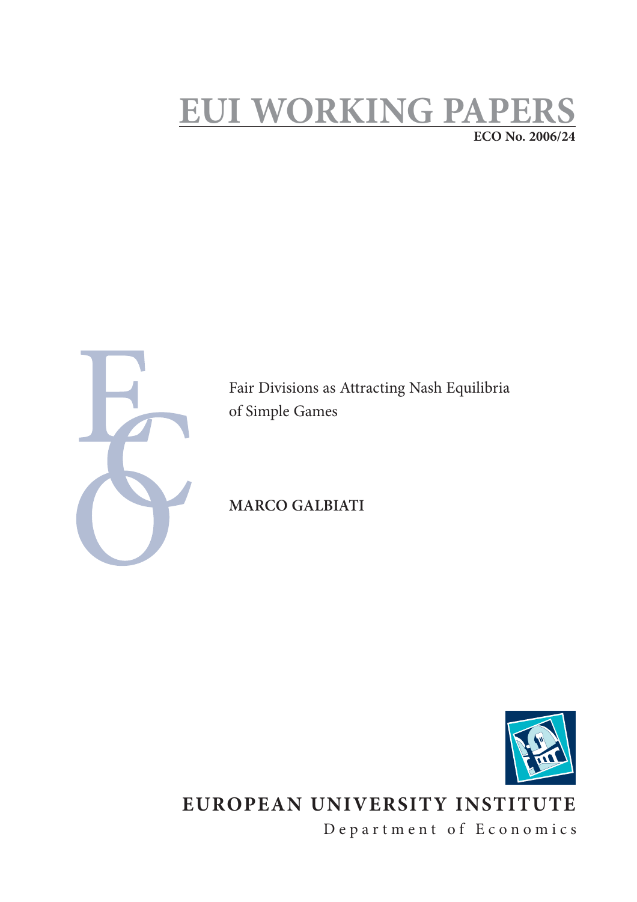# EUI WORKING PAPERS

**ECO No. 2006/24**

Fair Divisions as Attracting Nash Equilibria of Simple Games

**MARCO GALBIATI**

**EUROPEAN UNIVERSITY INSTITUTE**

Department of Economics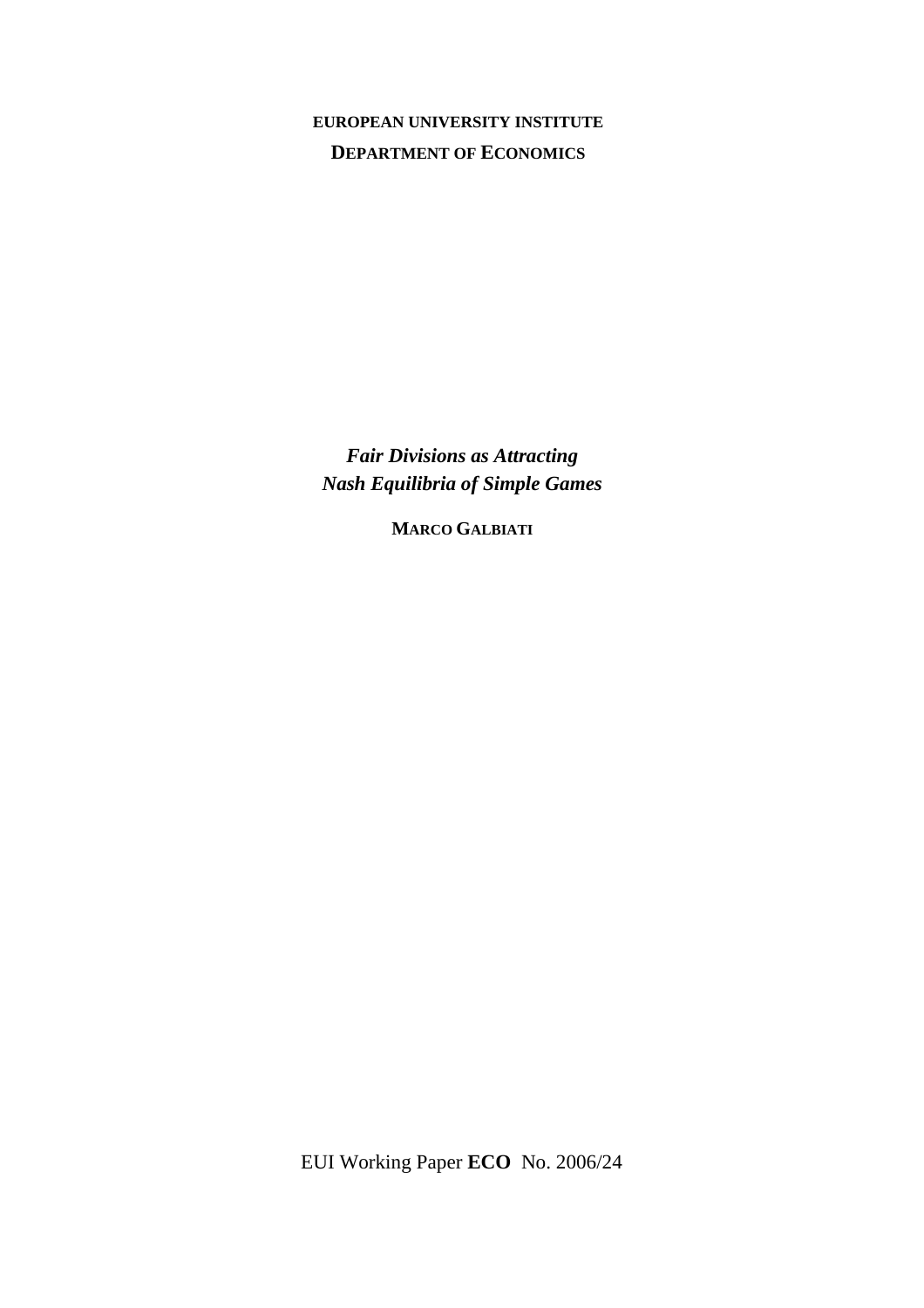**EUROPEAN UNIVERSITY INSTITUTE**

**DEPARTMENT OF ECONOMICS**

***Fair Divisions as Attracting Nash Equilibria of Simple Games***

**MARCO GALBIATI**

EUI Working Paper **ECO** No. 2006/24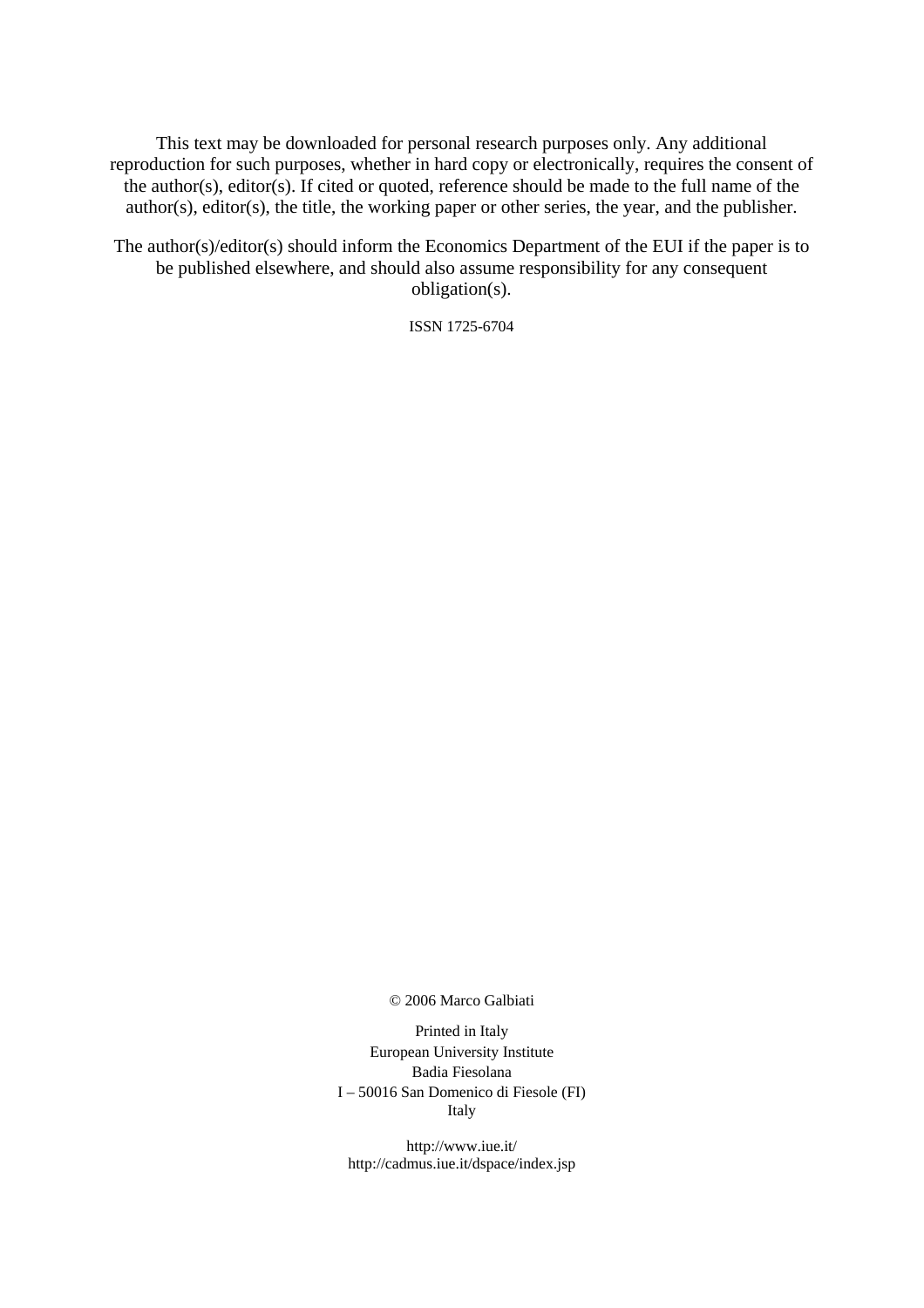This text may be downloaded for personal research purposes only. Any additional reproduction for such purposes, whether in hard copy or electronically, requires the consent of the author(s), editor(s). If cited or quoted, reference should be made to the full name of the author(s), editor(s), the title, the working paper or other series, the year, and the publisher.

The author(s)/editor(s) should inform the Economics Department of the EUI if the paper is to be published elsewhere, and should also assume responsibility for any consequent obligation(s).

ISSN 1725-6704

© 2006 Marco Galbiati

Printed in Italy
European University Institute
Badia Fiesolana
I – 50016 San Domenico di Fiesole (FI)
Italy

http://www.iue.it/
http://cadmus.iue.it/dspace/index.jsp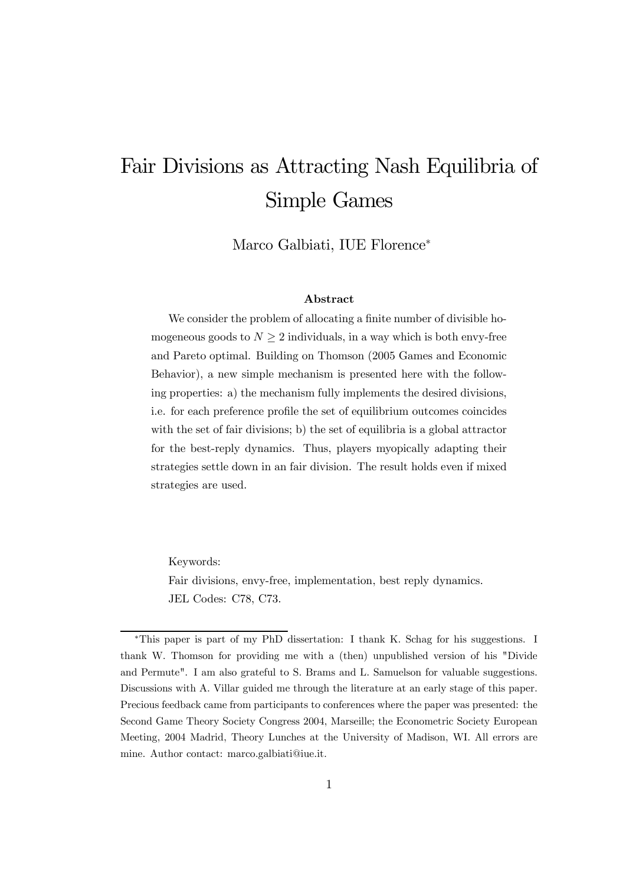# Fair Divisions as Attracting Nash Equilibria of Simple Games

Marco Galbiati, IUE Florence*

**Abstract**

We consider the problem of allocating a finite number of divisible homogeneous goods to $N \geq 2$ individuals, in a way which is both envy-free and Pareto optimal. Building on Thomson (2005 Games and Economic Behavior), a new simple mechanism is presented here with the following properties: a) the mechanism fully implements the desired divisions, i.e. for each preference profile the set of equilibrium outcomes coincides with the set of fair divisions; b) the set of equilibria is a global attractor for the best-reply dynamics. Thus, players myopically adapting their strategies settle down in an fair division. The result holds even if mixed strategies are used.

Keywords:
Fair divisions, envy-free, implementation, best reply dynamics.
JEL Codes: C78, C73.

*This paper is part of my PhD dissertation: I thank K. Schag for his suggestions. I thank W. Thomson for providing me with a (then) unpublished version of his "Divide and Permute". I am also grateful to S. Brams and L. Samuelson for valuable suggestions. Discussions with A. Villar guided me through the literature at an early stage of this paper. Precious feedback came from participants to conferences where the paper was presented: the Second Game Theory Society Congress 2004, Marseille; the Econometric Society European Meeting, 2004 Madrid, Theory Lunches at the University of Madison, WI. All errors are mine. Author contact: marco.galbiati@iue.it.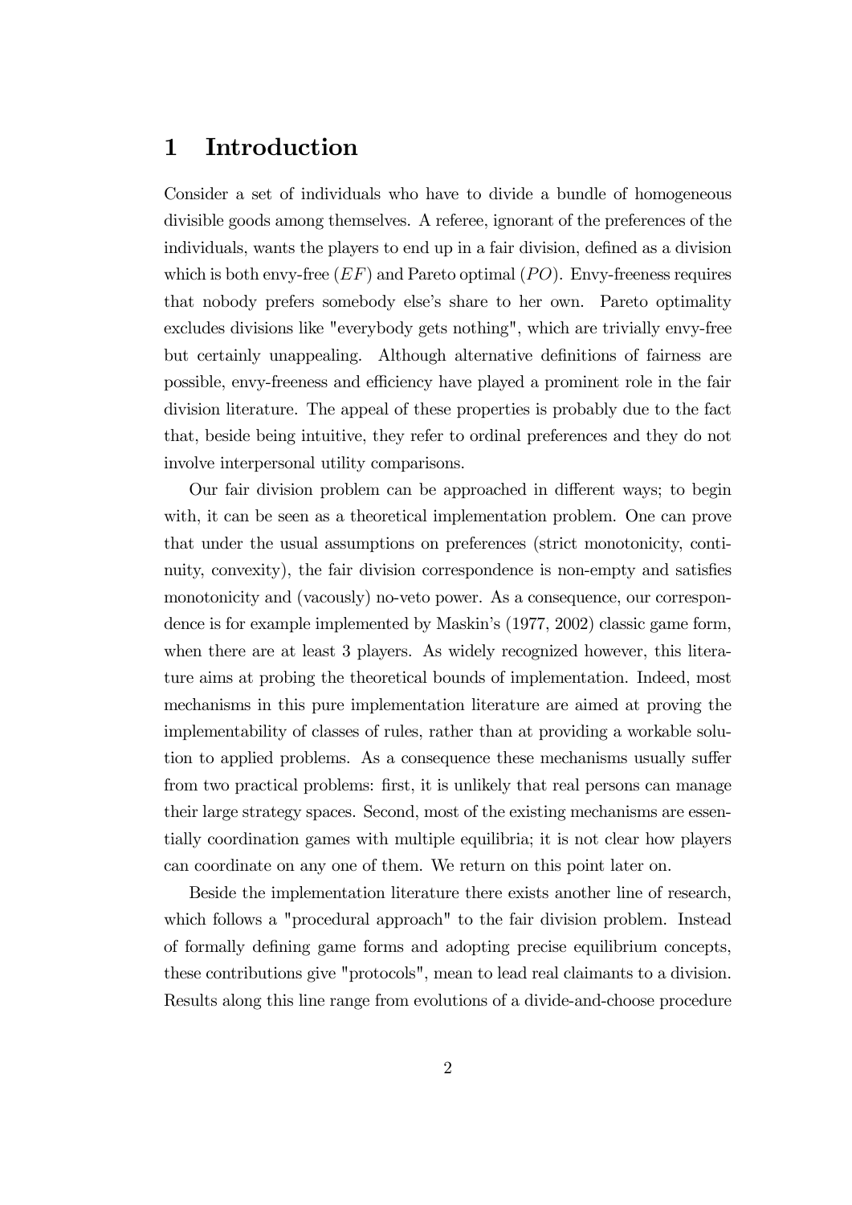# 1 Introduction

Consider a set of individuals who have to divide a bundle of homogeneous divisible goods among themselves. A referee, ignorant of the preferences of the individuals, wants the players to end up in a fair division, defined as a division which is both envy-free ($EF$) and Pareto optimal ($PO$). Envy-freeness requires that nobody prefers somebody else's share to her own. Pareto optimality excludes divisions like "everybody gets nothing", which are trivially envy-free but certainly unappealing. Although alternative definitions of fairness are possible, envy-freeness and efficiency have played a prominent role in the fair division literature. The appeal of these properties is probably due to the fact that, beside being intuitive, they refer to ordinal preferences and they do not involve interpersonal utility comparisons.

Our fair division problem can be approached in different ways; to begin with, it can be seen as a theoretical implementation problem. One can prove that under the usual assumptions on preferences (strict monotonicity, continuity, convexity), the fair division correspondence is non-empty and satisfies monotonicity and (vacously) no-veto power. As a consequence, our correspondence is for example implemented by Maskin's (1977, 2002) classic game form, when there are at least 3 players. As widely recognized however, this literature aims at probing the theoretical bounds of implementation. Indeed, most mechanisms in this pure implementation literature are aimed at proving the implementability of classes of rules, rather than at providing a workable solution to applied problems. As a consequence these mechanisms usually suffer from two practical problems: first, it is unlikely that real persons can manage their large strategy spaces. Second, most of the existing mechanisms are essentially coordination games with multiple equilibria; it is not clear how players can coordinate on any one of them. We return on this point later on.

Beside the implementation literature there exists another line of research, which follows a "procedural approach" to the fair division problem. Instead of formally defining game forms and adopting precise equilibrium concepts, these contributions give "protocols", mean to lead real claimants to a division. Results along this line range from evolutions of a divide-and-choose procedure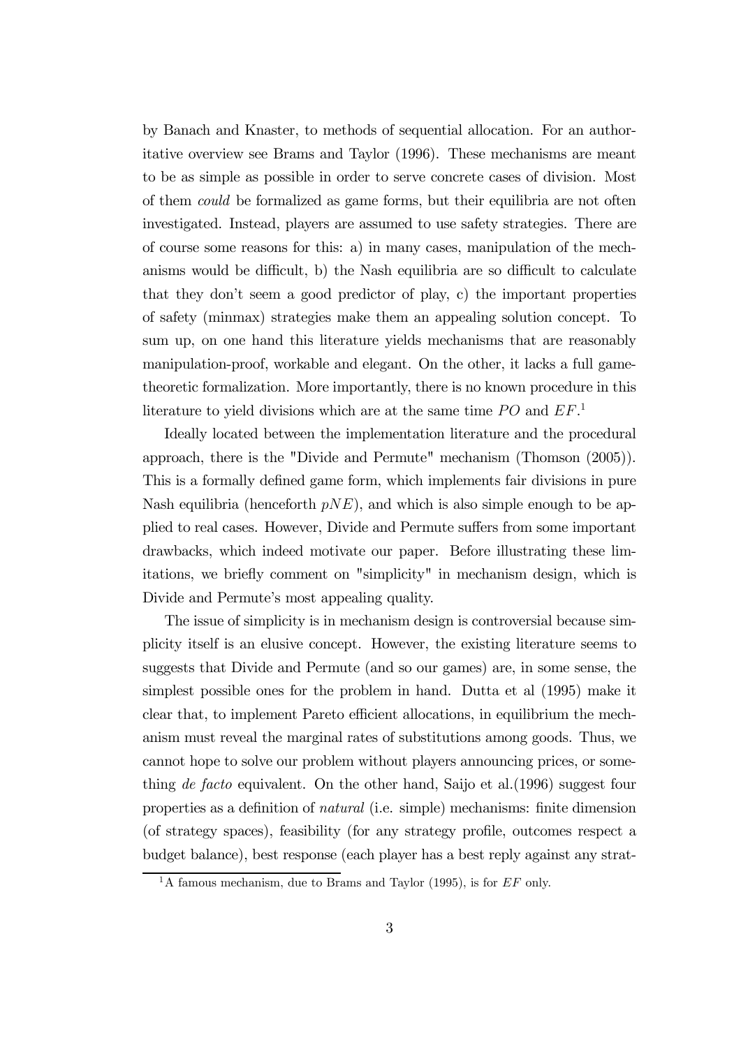by Banach and Knaster, to methods of sequential allocation. For an authoritative overview see Brams and Taylor (1996). These mechanisms are meant to be as simple as possible in order to serve concrete cases of division. Most of them *could* be formalized as game forms, but their equilibria are not often investigated. Instead, players are assumed to use safety strategies. There are of course some reasons for this: a) in many cases, manipulation of the mechanisms would be difficult, b) the Nash equilibria are so difficult to calculate that they don't seem a good predictor of play, c) the important properties of safety (minmax) strategies make them an appealing solution concept. To sum up, on one hand this literature yields mechanisms that are reasonably manipulation-proof, workable and elegant. On the other, it lacks a full game-theoretic formalization. More importantly, there is no known procedure in this literature to yield divisions which are at the same time $PO$ and $EF$.[1]

Ideally located between the implementation literature and the procedural approach, there is the "Divide and Permute" mechanism (Thomson (2005)). This is a formally defined game form, which implements fair divisions in pure Nash equilibria (henceforth $pNE$), and which is also simple enough to be applied to real cases. However, Divide and Permute suffers from some important drawbacks, which indeed motivate our paper. Before illustrating these limitations, we briefly comment on "simplicity" in mechanism design, which is Divide and Permute's most appealing quality.

The issue of simplicity is in mechanism design is controversial because simplicity itself is an elusive concept. However, the existing literature seems to suggests that Divide and Permute (and so our games) are, in some sense, the simplest possible ones for the problem in hand. Dutta et al (1995) make it clear that, to implement Pareto efficient allocations, in equilibrium the mechanism must reveal the marginal rates of substitutions among goods. Thus, we cannot hope to solve our problem without players announcing prices, or something *de facto* equivalent. On the other hand, Saijo et al.(1996) suggest four properties as a definition of *natural* (i.e. simple) mechanisms: finite dimension (of strategy spaces), feasibility (for any strategy profile, outcomes respect a budget balance), best response (each player has a best reply against any strat-

[1] A famous mechanism, due to Brams and Taylor (1995), is for $EF$ only.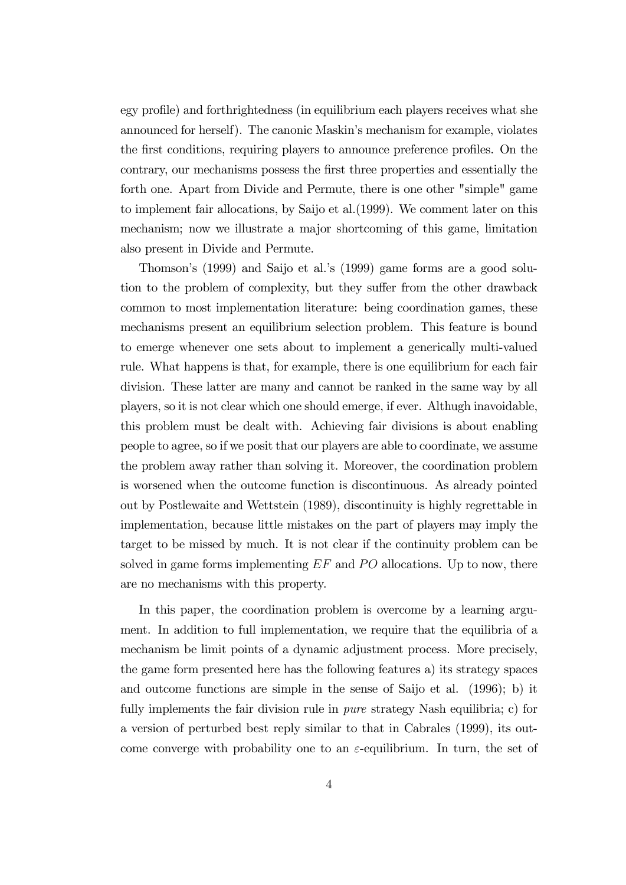egy profile) and forthrightedness (in equilibrium each players receives what she announced for herself). The canonic Maskin's mechanism for example, violates the first conditions, requiring players to announce preference profiles. On the contrary, our mechanisms possess the first three properties and essentially the forth one. Apart from Divide and Permute, there is one other "simple" game to implement fair allocations, by Saijo et al.(1999). We comment later on this mechanism; now we illustrate a major shortcoming of this game, limitation also present in Divide and Permute.

Thomson's (1999) and Saijo et al.'s (1999) game forms are a good solution to the problem of complexity, but they suffer from the other drawback common to most implementation literature: being coordination games, these mechanisms present an equilibrium selection problem. This feature is bound to emerge whenever one sets about to implement a generically multi-valued rule. What happens is that, for example, there is one equilibrium for each fair division. These latter are many and cannot be ranked in the same way by all players, so it is not clear which one should emerge, if ever. Althugh inavoidable, this problem must be dealt with. Achieving fair divisions is about enabling people to agree, so if we posit that our players are able to coordinate, we assume the problem away rather than solving it. Moreover, the coordination problem is worsened when the outcome function is discontinuous. As already pointed out by Postlewaite and Wettstein (1989), discontinuity is highly regrettable in implementation, because little mistakes on the part of players may imply the target to be missed by much. It is not clear if the continuity problem can be solved in game forms implementing $EF$ and $PO$ allocations. Up to now, there are no mechanisms with this property.

In this paper, the coordination problem is overcome by a learning argument. In addition to full implementation, we require that the equilibria of a mechanism be limit points of a dynamic adjustment process. More precisely, the game form presented here has the following features a) its strategy spaces and outcome functions are simple in the sense of Saijo et al. (1996); b) it fully implements the fair division rule in *pure* strategy Nash equilibria; c) for a version of perturbed best reply similar to that in Cabrales (1999), its outcome converge with probability one to an $\varepsilon$-equilibrium. In turn, the set of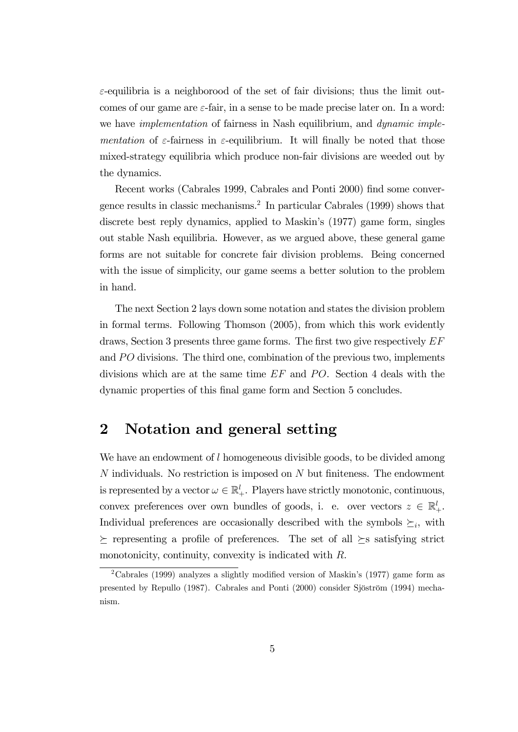$\varepsilon$-equilibria is a neighborood of the set of fair divisions; thus the limit outcomes of our game are $\varepsilon$-fair, in a sense to be made precise later on. In a word: we have *implementation* of fairness in Nash equilibrium, and *dynamic implementation* of $\varepsilon$-fairness in $\varepsilon$-equilibrium. It will finally be noted that those mixed-strategy equilibria which produce non-fair divisions are weeded out by the dynamics.

Recent works (Cabrales 1999, Cabrales and Ponti 2000) find some convergence results in classic mechanisms.[2] In particular Cabrales (1999) shows that discrete best reply dynamics, applied to Maskin's (1977) game form, singles out stable Nash equilibria. However, as we argued above, these general game forms are not suitable for concrete fair division problems. Being concerned with the issue of simplicity, our game seems a better solution to the problem in hand.

The next Section 2 lays down some notation and states the division problem in formal terms. Following Thomson (2005), from which this work evidently draws, Section 3 presents three game forms. The first two give respectively $EF$ and $PO$ divisions. The third one, combination of the previous two, implements divisions which are at the same time $EF$ and $PO$. Section 4 deals with the dynamic properties of this final game form and Section 5 concludes.

## 2 Notation and general setting

We have an endowment of $l$ homogeneous divisible goods, to be divided among $N$ individuals. No restriction is imposed on $N$ but finiteness. The endowment is represented by a vector $\omega \in \mathbb{R}_+^l$. Players have strictly monotonic, continuous, convex preferences over own bundles of goods, i. e. over vectors $z \in \mathbb{R}_+^l$. Individual preferences are occasionally described with the symbols $\succeq_i$, with $\succeq$ representing a profile of preferences. The set of all $\succeq$s satisfying strict monotonicity, continuity, convexity is indicated with $R$.

[2] Cabrales (1999) analyzes a slightly modified version of Maskin's (1977) game form as presented by Repullo (1987). Cabrales and Ponti (2000) consider Sjöström (1994) mechanism.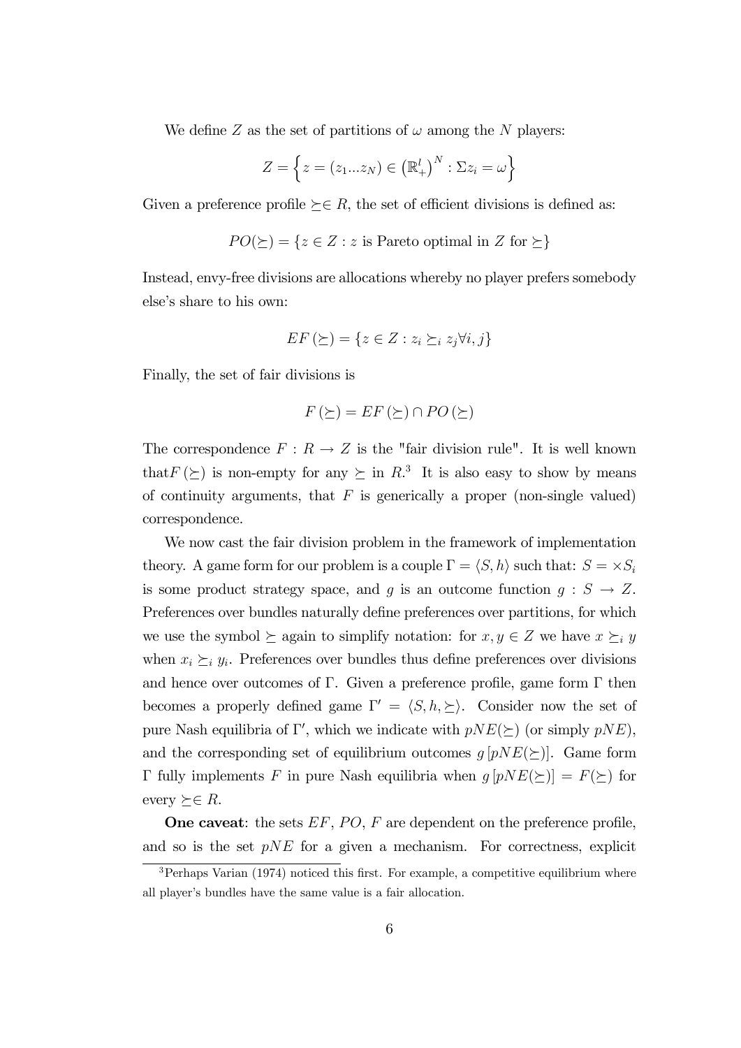We define $Z$ as the set of partitions of $\omega$ among the $N$ players:

$$Z = \left\{ z = (z_1 ... z_N) \in \left(\mathbb{R}_+^l\right)^N : \Sigma z_i = \omega \right\}$$

Given a preference profile $\succeq \in R$, the set of efficient divisions is defined as:

$$PO(\succeq) = \{z \in Z : z \text{ is Pareto optimal in } Z \text{ for } \succeq\}$$

Instead, envy-free divisions are allocations whereby no player prefers somebody else's share to his own:

$$EF(\succeq) = \{z \in Z : z_i \succeq_i z_j \forall i, j\}$$

Finally, the set of fair divisions is

$$F(\succeq) = EF(\succeq) \cap PO(\succeq)$$

The correspondence $F : R \to Z$ is the "fair division rule". It is well known that$F(\succeq)$ is non-empty for any $\succeq$ in $R$.[3] It is also easy to show by means of continuity arguments, that $F$ is generically a proper (non-single valued) correspondence.

We now cast the fair division problem in the framework of implementation theory. A game form for our problem is a couple $\Gamma = \langle S, h \rangle$ such that: $S = \times S_i$ is some product strategy space, and $g$ is an outcome function $g : S \to Z$. Preferences over bundles naturally define preferences over partitions, for which we use the symbol $\succeq$ again to simplify notation: for $x, y \in Z$ we have $x \succeq_i y$ when $x_i \succeq_i y_i$. Preferences over bundles thus define preferences over divisions and hence over outcomes of $\Gamma$. Given a preference profile, game form $\Gamma$ then becomes a properly defined game $\Gamma' = \langle S, h, \succeq \rangle$. Consider now the set of pure Nash equilibria of $\Gamma'$, which we indicate with $pNE(\succeq)$ (or simply $pNE$), and the corresponding set of equilibrium outcomes $g\left[pNE(\succeq)\right]$. Game form $\Gamma$ fully implements $F$ in pure Nash equilibria when $g\left[pNE(\succeq)\right] = F(\succeq)$ for every $\succeq \in R$.

**One caveat**: the sets $EF$, $PO$, $F$ are dependent on the preference profile, and so is the set $pNE$ for a given a mechanism. For correctness, explicit

[3] Perhaps Varian (1974) noticed this first. For example, a competitive equilibrium where all player's bundles have the same value is a fair allocation.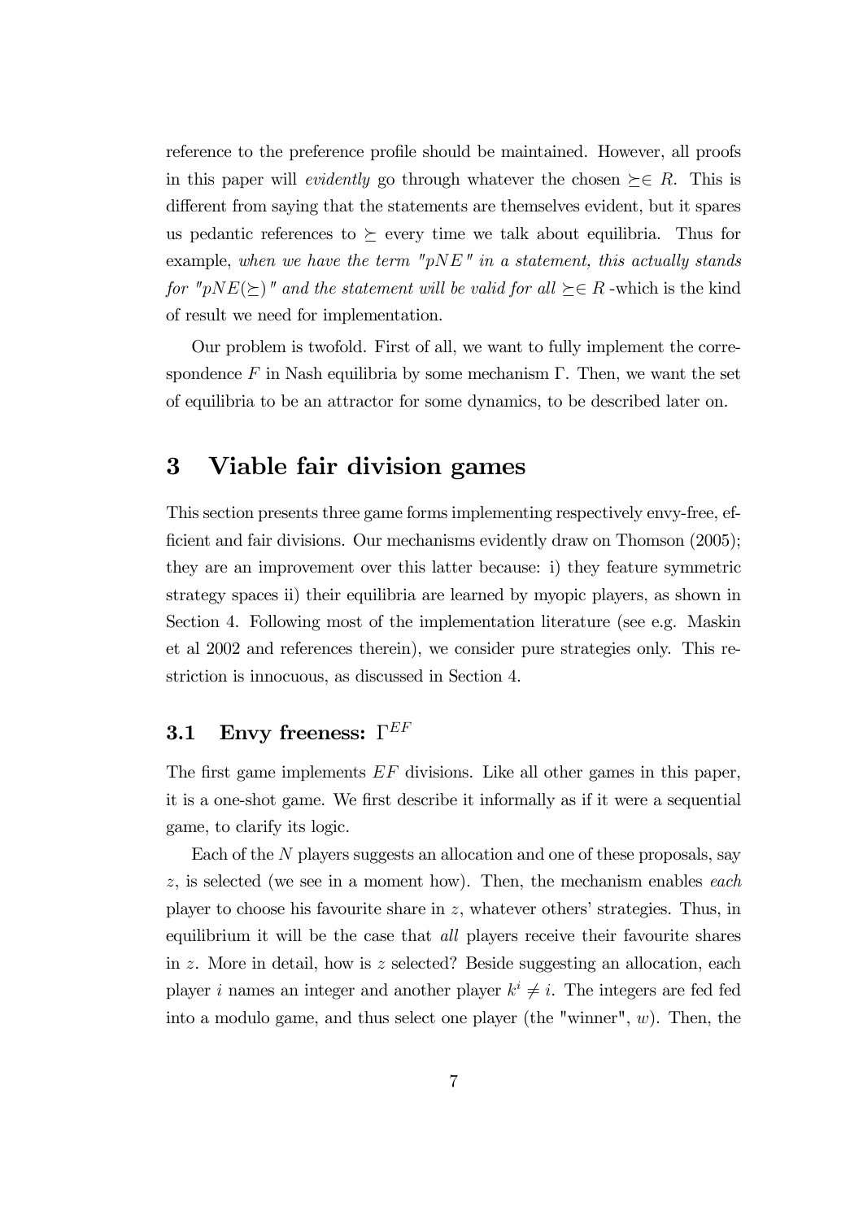reference to the preference profile should be maintained. However, all proofs in this paper will *evidently* go through whatever the chosen $\succeq \in R$. This is different from saying that the statements are themselves evident, but it spares us pedantic references to $\succeq$ every time we talk about equilibria. Thus for example, *when we have the term "pNE" in a statement, this actually stands for "$pNE(\succeq)$" and the statement will be valid for all $\succeq \in R$* -which is the kind of result we need for implementation.

Our problem is twofold. First of all, we want to fully implement the correspondence $F$ in Nash equilibria by some mechanism $\Gamma$. Then, we want the set of equilibria to be an attractor for some dynamics, to be described later on.

# 3 Viable fair division games

This section presents three game forms implementing respectively envy-free, efficient and fair divisions. Our mechanisms evidently draw on Thomson (2005); they are an improvement over this latter because: i) they feature symmetric strategy spaces ii) their equilibria are learned by myopic players, as shown in Section 4. Following most of the implementation literature (see e.g. Maskin et al 2002 and references therein), we consider pure strategies only. This restriction is innocuous, as discussed in Section 4.

## 3.1 Envy freeness: $\Gamma^{EF}$

The first game implements $EF$ divisions. Like all other games in this paper, it is a one-shot game. We first describe it informally as if it were a sequential game, to clarify its logic.

Each of the $N$ players suggests an allocation and one of these proposals, say $z$, is selected (we see in a moment how). Then, the mechanism enables *each* player to choose his favourite share in $z$, whatever others' strategies. Thus, in equilibrium it will be the case that *all* players receive their favourite shares in $z$. More in detail, how is $z$ selected? Beside suggesting an allocation, each player $i$ names an integer and another player $k^i \neq i$. The integers are fed fed into a modulo game, and thus select one player (the "winner", $w$). Then, the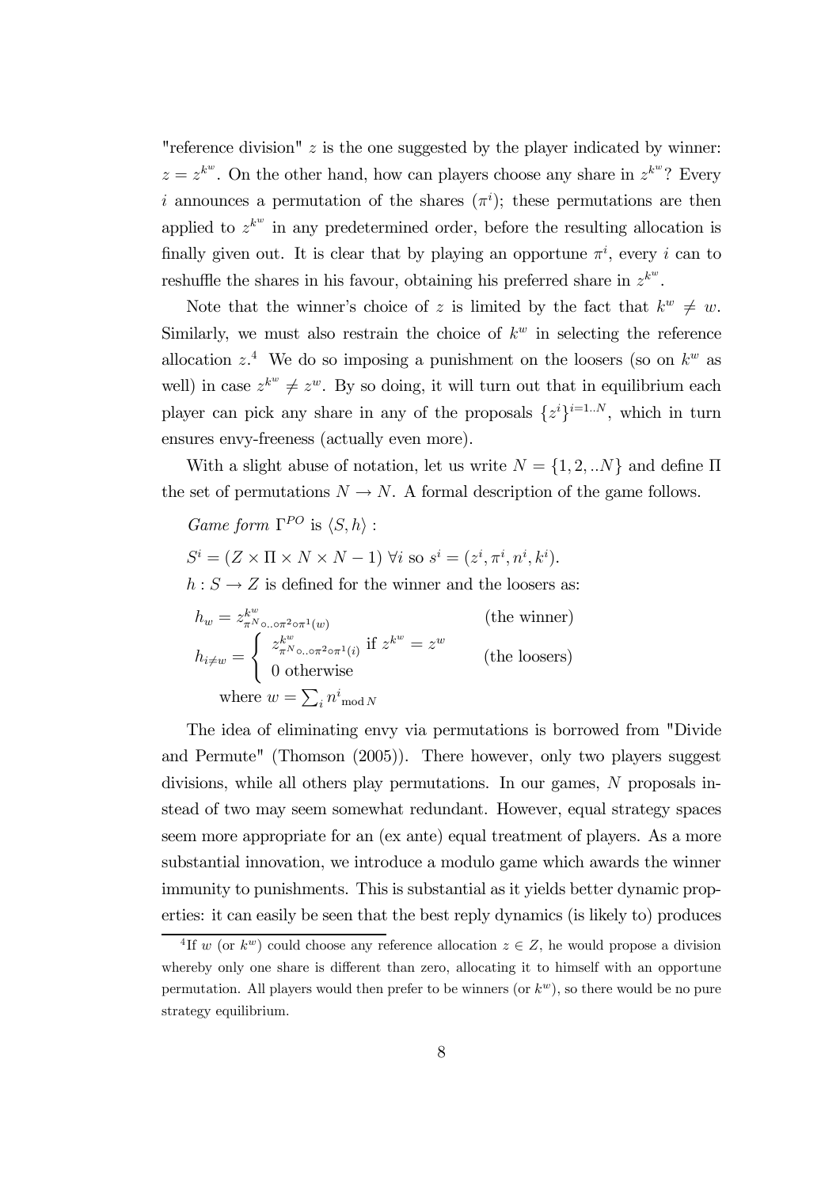"reference division" $z$ is the one suggested by the player indicated by winner: $z = z^{k^w}$. On the other hand, how can players choose any share in $z^{k^w}$? Every $i$ announces a permutation of the shares ($\pi^i$); these permutations are then applied to $z^{k^w}$ in any predetermined order, before the resulting allocation is finally given out. It is clear that by playing an opportune $\pi^i$, every $i$ can to reshuffle the shares in his favour, obtaining his preferred share in $z^{k^w}$.

Note that the winner's choice of $z$ is limited by the fact that $k^w \neq w$. Similarly, we must also restrain the choice of $k^w$ in selecting the reference allocation $z$.[4] We do so imposing a punishment on the loosers (so on $k^w$ as well) in case $z^{k^w} \neq z^w$. By so doing, it will turn out that in equilibrium each player can pick any share in any of the proposals $\{z^i\}^{i=1..N}$, which in turn ensures envy-freeness (actually even more).

With a slight abuse of notation, let us write $N = \{1, 2, ..N\}$ and define $\Pi$ the set of permutations $N \to N$. A formal description of the game follows.

*Game form* $\Gamma^{PO}$ is $\langle S, h \rangle$ :

$S^i = (Z \times \Pi \times N \times N - 1)$ $\forall i$ so $s^i = (z^i, \pi^i, n^i, k^i)$.

$h : S \to Z$ is defined for the winner and the loosers as:

$$h_w = z^{k^w}_{\pi^N \circ .. \circ \pi^2 \circ \pi^1(w)} \qquad \text{(the winner)}$$

$$h_{i \neq w} = \begin{cases} z^{k^w}_{\pi^N \circ .. \circ \pi^2 \circ \pi^1(i)} \text{ if } z^{k^w} = z^w \\ 0 \text{ otherwise} \end{cases} \qquad \text{(the loosers)}$$

$$\text{where } w = \sum_i n^i{}_{\operatorname{mod} N}$$

The idea of eliminating envy via permutations is borrowed from "Divide and Permute" (Thomson (2005)). There however, only two players suggest divisions, while all others play permutations. In our games, $N$ proposals instead of two may seem somewhat redundant. However, equal strategy spaces seem more appropriate for an (ex ante) equal treatment of players. As a more substantial innovation, we introduce a modulo game which awards the winner immunity to punishments. This is substantial as it yields better dynamic properties: it can easily be seen that the best reply dynamics (is likely to) produces

[4] If $w$ (or $k^w$) could choose any reference allocation $z \in Z$, he would propose a division whereby only one share is different than zero, allocating it to himself with an opportune permutation. All players would then prefer to be winners (or $k^w$), so there would be no pure strategy equilibrium.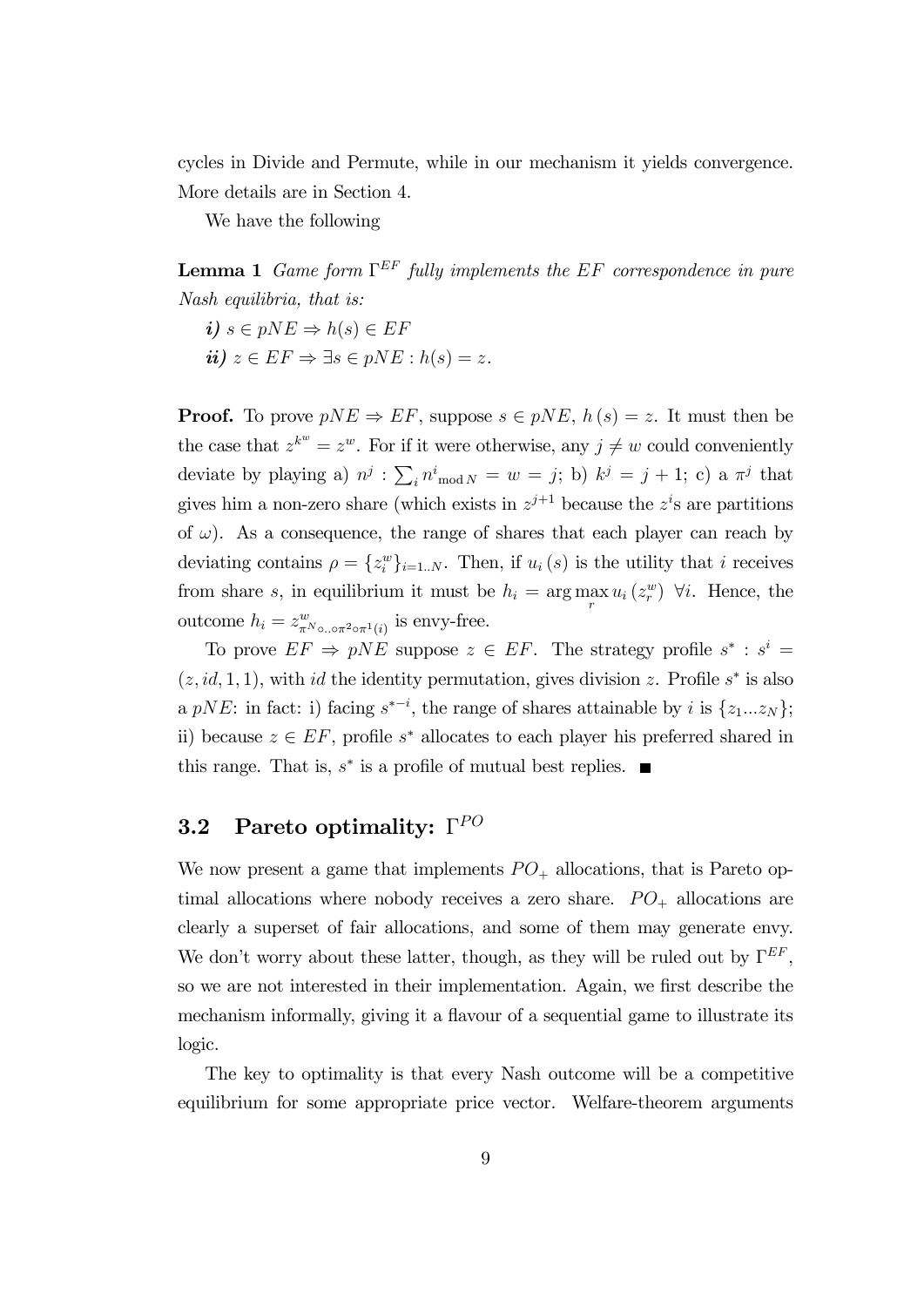cycles in Divide and Permute, while in our mechanism it yields convergence. More details are in Section 4.

We have the following

**Lemma 1** *Game form $\Gamma^{EF}$ fully implements the $EF$ correspondence in pure Nash equilibria, that is:*

***i)*** $s \in pNE \Rightarrow h(s) \in EF$

***ii)*** $z \in EF \Rightarrow \exists s \in pNE : h(s) = z.$

**Proof.** To prove $pNE \Rightarrow EF$, suppose $s \in pNE$, $h(s) = z$. It must then be the case that $z^{k^w} = z^w$. For if it were otherwise, any $j \neq w$ could conveniently deviate by playing a) $n^j : \sum_i n^i{}_{\bmod N} = w = j$; b) $k^j = j + 1$; c) a $\pi^j$ that gives him a non-zero share (which exists in $z^{j+1}$ because the $z^i$s are partitions of $\omega$). As a consequence, the range of shares that each player can reach by deviating contains $\rho = \{z_i^w\}_{i=1..N}$. Then, if $u_i(s)$ is the utility that $i$ receives from share $s$, in equilibrium it must be $h_i = \arg\max_r u_i(z_r^w)\ \forall i$. Hence, the outcome $h_i = z^w_{\pi^{N} \circ .. \circ \pi^2 \circ \pi^1(i)}$ is envy-free.

To prove $EF \Rightarrow pNE$ suppose $z \in EF$. The strategy profile $s^* : s^i = (z, id, 1, 1)$, with $id$ the identity permutation, gives division $z$. Profile $s^*$ is also a $pNE$: in fact: i) facing $s^{*-i}$, the range of shares attainable by $i$ is $\{z_1 ... z_N\}$; ii) because $z \in EF$, profile $s^*$ allocates to each player his preferred shared in this range. That is, $s^*$ is a profile of mutual best replies. ∎

## 3.2 Pareto optimality: $\Gamma^{PO}$

We now present a game that implements $PO_+$ allocations, that is Pareto optimal allocations where nobody receives a zero share. $PO_+$ allocations are clearly a superset of fair allocations, and some of them may generate envy. We don't worry about these latter, though, as they will be ruled out by $\Gamma^{EF}$, so we are not interested in their implementation. Again, we first describe the mechanism informally, giving it a flavour of a sequential game to illustrate its logic.

The key to optimality is that every Nash outcome will be a competitive equilibrium for some appropriate price vector. Welfare-theorem arguments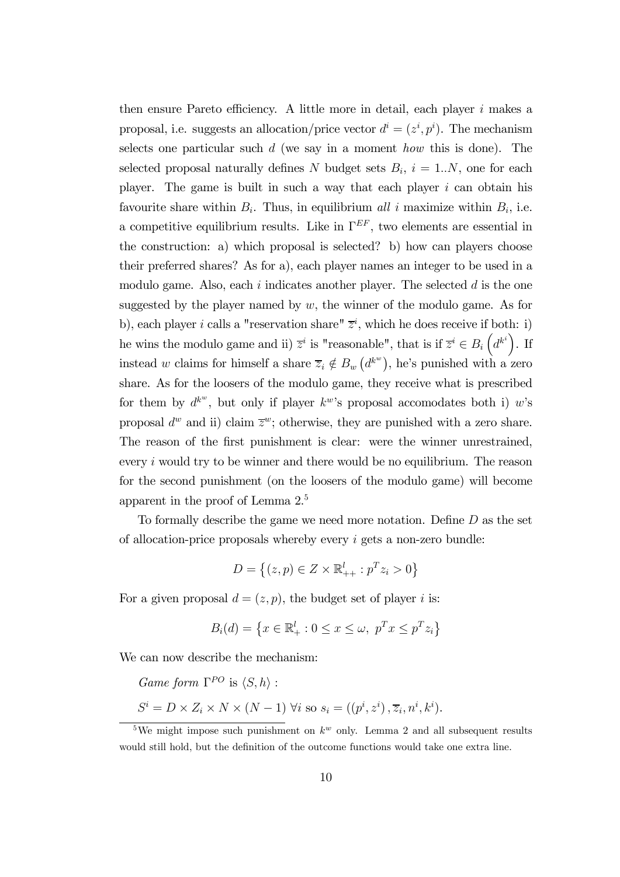then ensure Pareto efficiency. A little more in detail, each player $i$ makes a proposal, i.e. suggests an allocation/price vector $d^i = (z^i, p^i)$. The mechanism selects one particular such $d$ (we say in a moment *how* this is done). The selected proposal naturally defines $N$ budget sets $B_i$, $i = 1..N$, one for each player. The game is built in such a way that each player $i$ can obtain his favourite share within $B_i$. Thus, in equilibrium *all* $i$ maximize within $B_i$, i.e. a competitive equilibrium results. Like in $\Gamma^{EF}$, two elements are essential in the construction: a) which proposal is selected? b) how can players choose their preferred shares? As for a), each player names an integer to be used in a modulo game. Also, each $i$ indicates another player. The selected $d$ is the one suggested by the player named by $w$, the winner of the modulo game. As for b), each player $i$ calls a "reservation share" $\overline{z}^i$, which he does receive if both: i) he wins the modulo game and ii) $\overline{z}^i$ is "reasonable", that is if $\overline{z}^i \in B_i\left(d^{k^i}\right)$. If instead $w$ claims for himself a share $\overline{z}_i \notin B_w\left(d^{k^w}\right)$, he's punished with a zero share. As for the loosers of the modulo game, they receive what is prescribed for them by $d^{k^w}$, but only if player $k^w$'s proposal accomodates both i) $w$'s proposal $d^w$ and ii) claim $\overline{z}^w$; otherwise, they are punished with a zero share. The reason of the first punishment is clear: were the winner unrestrained, every $i$ would try to be winner and there would be no equilibrium. The reason for the second punishment (on the loosers of the modulo game) will become apparent in the proof of Lemma 2.[5]

To formally describe the game we need more notation. Define $D$ as the set of allocation-price proposals whereby every $i$ gets a non-zero bundle:

$$D = \left\{(z, p) \in Z \times \mathbb{R}^l_{++} : p^T z_i > 0\right\}$$

For a given proposal $d = (z, p)$, the budget set of player $i$ is:

$$B_i(d) = \left\{x \in \mathbb{R}^l_+ : 0 \leq x \leq \omega,\ p^T x \leq p^T z_i\right\}$$

We can now describe the mechanism:

*Game form* $\Gamma^{PO}$ is $\langle S, h\rangle$ :

$S^i = D \times Z_i \times N \times (N-1)\ \forall i$ so $s_i = ((p^i, z^i), \overline{z}_i, n^i, k^i)$.

[5] We might impose such punishment on $k^w$ only. Lemma 2 and all subsequent results would still hold, but the definition of the outcome functions would take one extra line.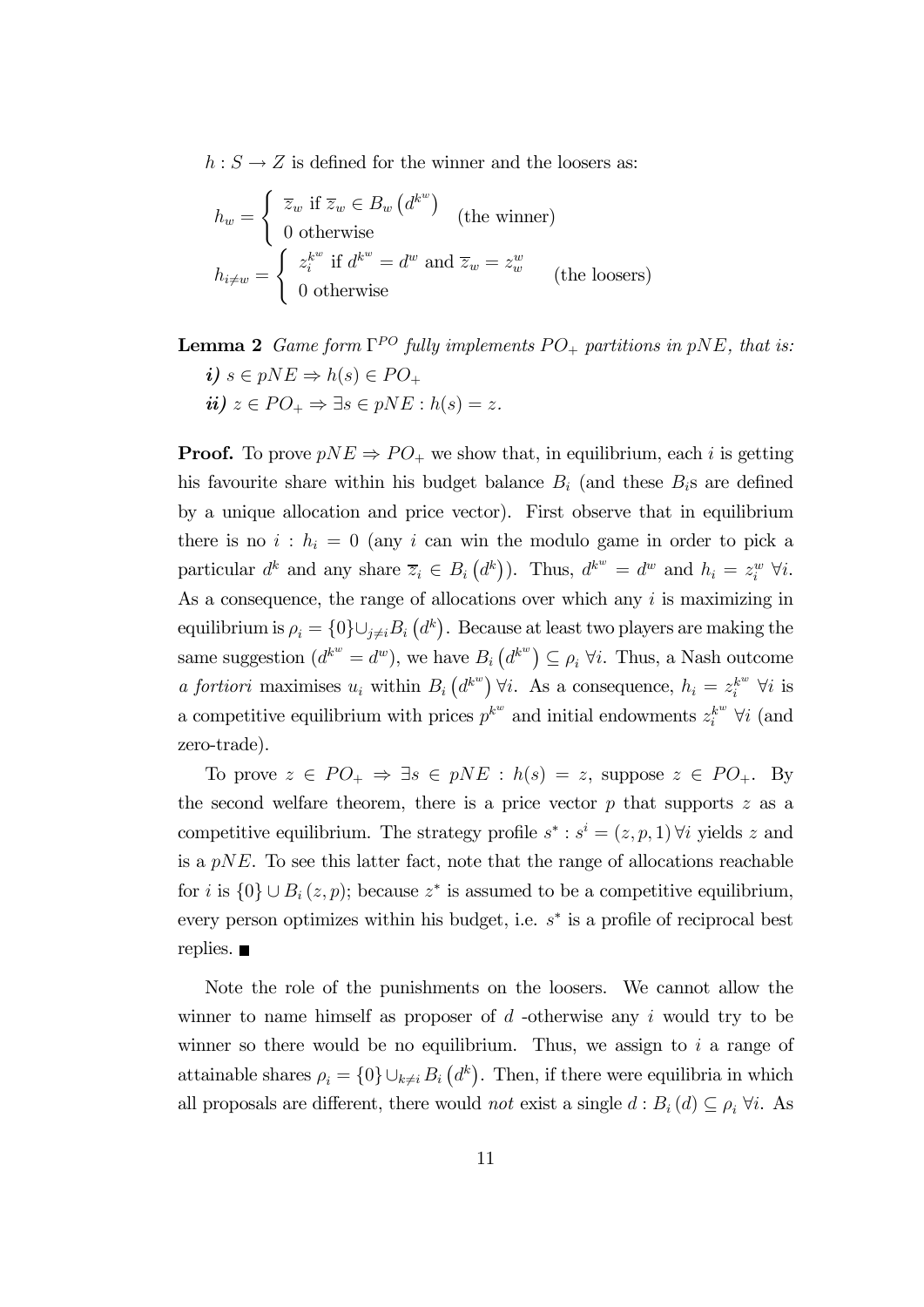$h : S \to Z$ is defined for the winner and the loosers as:

$$h_w = \begin{cases} \overline{z}_w \text{ if } \overline{z}_w \in B_w\left(d^{k^w}\right) \\ 0 \text{ otherwise} \end{cases} \quad \text{(the winner)}$$

$$h_{i \neq w} = \begin{cases} z_i^{k^w} \text{ if } d^{k^w} = d^w \text{ and } \overline{z}_w = z_w^w \\ 0 \text{ otherwise} \end{cases} \quad \text{(the loosers)}$$

**Lemma 2** *Game form $\Gamma^{PO}$ fully implements $PO_+$ partitions in $pNE$, that is:*

***i)*** $s \in pNE \Rightarrow h(s) \in PO_+$

***ii)*** $z \in PO_+ \Rightarrow \exists s \in pNE : h(s) = z.$

**Proof.** To prove $pNE \Rightarrow PO_+$ we show that, in equilibrium, each $i$ is getting his favourite share within his budget balance $B_i$ (and these $B_i$s are defined by a unique allocation and price vector). First observe that in equilibrium there is no $i : h_i = 0$ (any $i$ can win the modulo game in order to pick a particular $d^k$ and any share $\overline{z}_i \in B_i\left(d^k\right)$). Thus, $d^{k^w} = d^w$ and $h_i = z_i^w$ $\forall i$. As a consequence, the range of allocations over which any $i$ is maximizing in equilibrium is $\rho_i = \{0\} \cup_{j \neq i} B_i\left(d^k\right)$. Because at least two players are making the same suggestion ($d^{k^w} = d^w$), we have $B_i\left(d^{k^w}\right) \subseteq \rho_i$ $\forall i$. Thus, a Nash outcome *a fortiori* maximises $u_i$ within $B_i\left(d^{k^w}\right)$ $\forall i$. As a consequence, $h_i = z_i^{k^w}$ $\forall i$ is a competitive equilibrium with prices $p^{k^w}$ and initial endowments $z_i^{k^w}$ $\forall i$ (and zero-trade).

To prove $z \in PO_+ \Rightarrow \exists s \in pNE : h(s) = z$, suppose $z \in PO_+$. By the second welfare theorem, there is a price vector $p$ that supports $z$ as a competitive equilibrium. The strategy profile $s^* : s^i = (z, p, 1)\, \forall i$ yields $z$ and is a $pNE$. To see this latter fact, note that the range of allocations reachable for $i$ is $\{0\} \cup B_i(z, p)$; because $z^*$ is assumed to be a competitive equilibrium, every person optimizes within his budget, i.e. $s^*$ is a profile of reciprocal best replies. ■

Note the role of the punishments on the loosers. We cannot allow the winner to name himself as proposer of $d$ -otherwise any $i$ would try to be winner so there would be no equilibrium. Thus, we assign to $i$ a range of attainable shares $\rho_i = \{0\} \cup_{k \neq i} B_i\left(d^k\right)$. Then, if there were equilibria in which all proposals are different, there would *not* exist a single $d : B_i(d) \subseteq \rho_i$ $\forall i$. As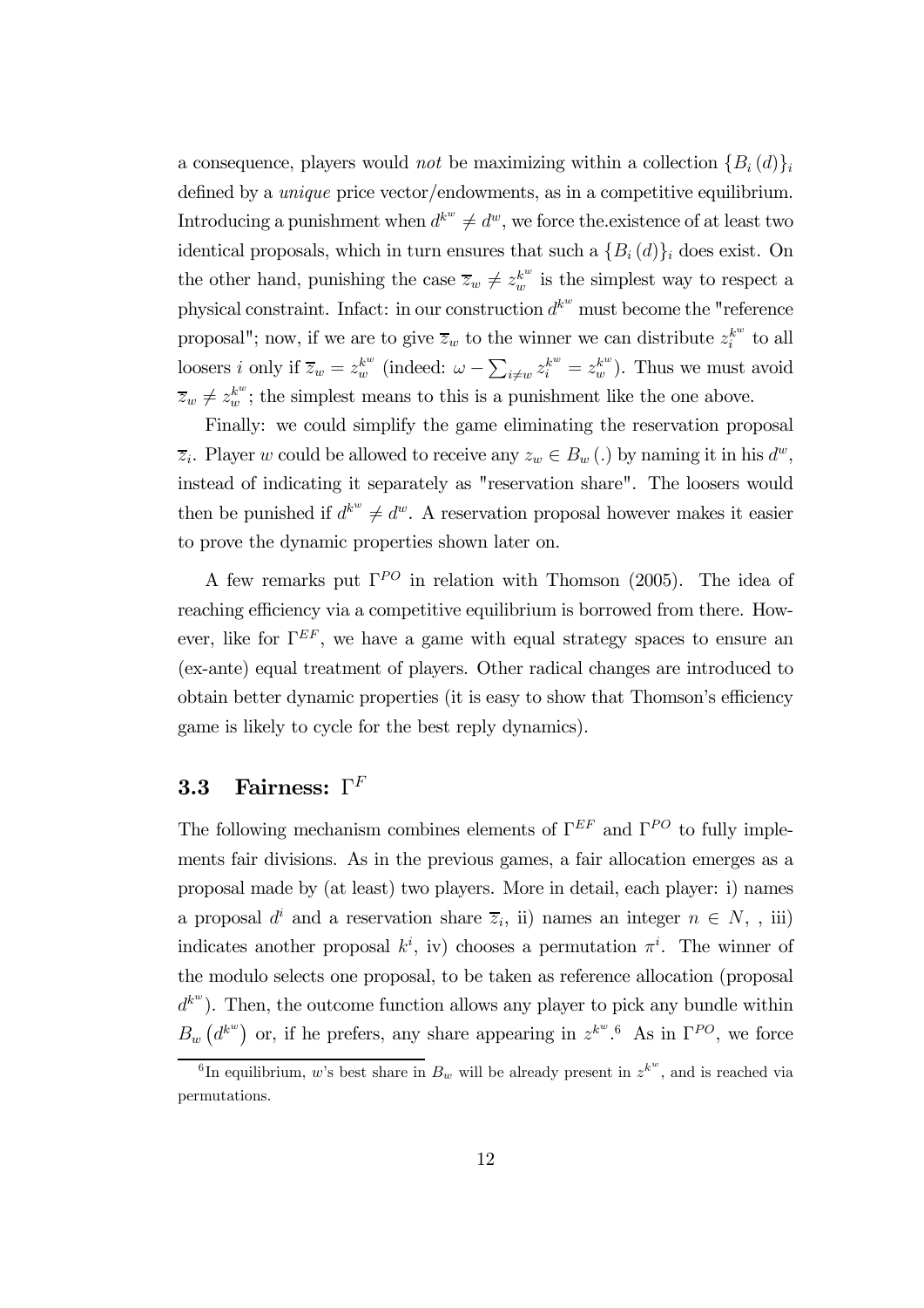a consequence, players would *not* be maximizing within a collection $\{B_i(d)\}_i$ defined by a *unique* price vector/endowments, as in a competitive equilibrium. Introducing a punishment when $d^{k^w} \neq d^w$, we force the.existence of at least two identical proposals, which in turn ensures that such a $\{B_i(d)\}_i$ does exist. On the other hand, punishing the case $\overline{z}_w \neq z_w^{k^w}$ is the simplest way to respect a physical constraint. Infact: in our construction $d^{k^w}$ must become the "reference proposal"; now, if we are to give $\overline{z}_w$ to the winner we can distribute $z_i^{k^w}$ to all loosers $i$ only if $\overline{z}_w = z_w^{k^w}$ (indeed: $\omega - \sum_{i \neq w} z_i^{k^w} = z_w^{k^w}$). Thus we must avoid $\overline{z}_w \neq z_w^{k^w}$; the simplest means to this is a punishment like the one above.

Finally: we could simplify the game eliminating the reservation proposal $\overline{z}_i$. Player $w$ could be allowed to receive any $z_w \in B_w(.)$ by naming it in his $d^w$, instead of indicating it separately as "reservation share". The loosers would then be punished if $d^{k^w} \neq d^w$. A reservation proposal however makes it easier to prove the dynamic properties shown later on.

A few remarks put $\Gamma^{PO}$ in relation with Thomson (2005). The idea of reaching efficiency via a competitive equilibrium is borrowed from there. However, like for $\Gamma^{EF}$, we have a game with equal strategy spaces to ensure an (ex-ante) equal treatment of players. Other radical changes are introduced to obtain better dynamic properties (it is easy to show that Thomson's efficiency game is likely to cycle for the best reply dynamics).

## 3.3 Fairness: $\Gamma^F$

The following mechanism combines elements of $\Gamma^{EF}$ and $\Gamma^{PO}$ to fully implements fair divisions. As in the previous games, a fair allocation emerges as a proposal made by (at least) two players. More in detail, each player: i) names a proposal $d^i$ and a reservation share $\overline{z}_i$, ii) names an integer $n \in N$, , iii) indicates another proposal $k^i$, iv) chooses a permutation $\pi^i$. The winner of the modulo selects one proposal, to be taken as reference allocation (proposal $d^{k^w}$). Then, the outcome function allows any player to pick any bundle within $B_w(d^{k^w})$ or, if he prefers, any share appearing in $z^{k^w}$.[6] As in $\Gamma^{PO}$, we force

[6] In equilibrium, $w$'s best share in $B_w$ will be already present in $z^{k^w}$, and is reached via permutations.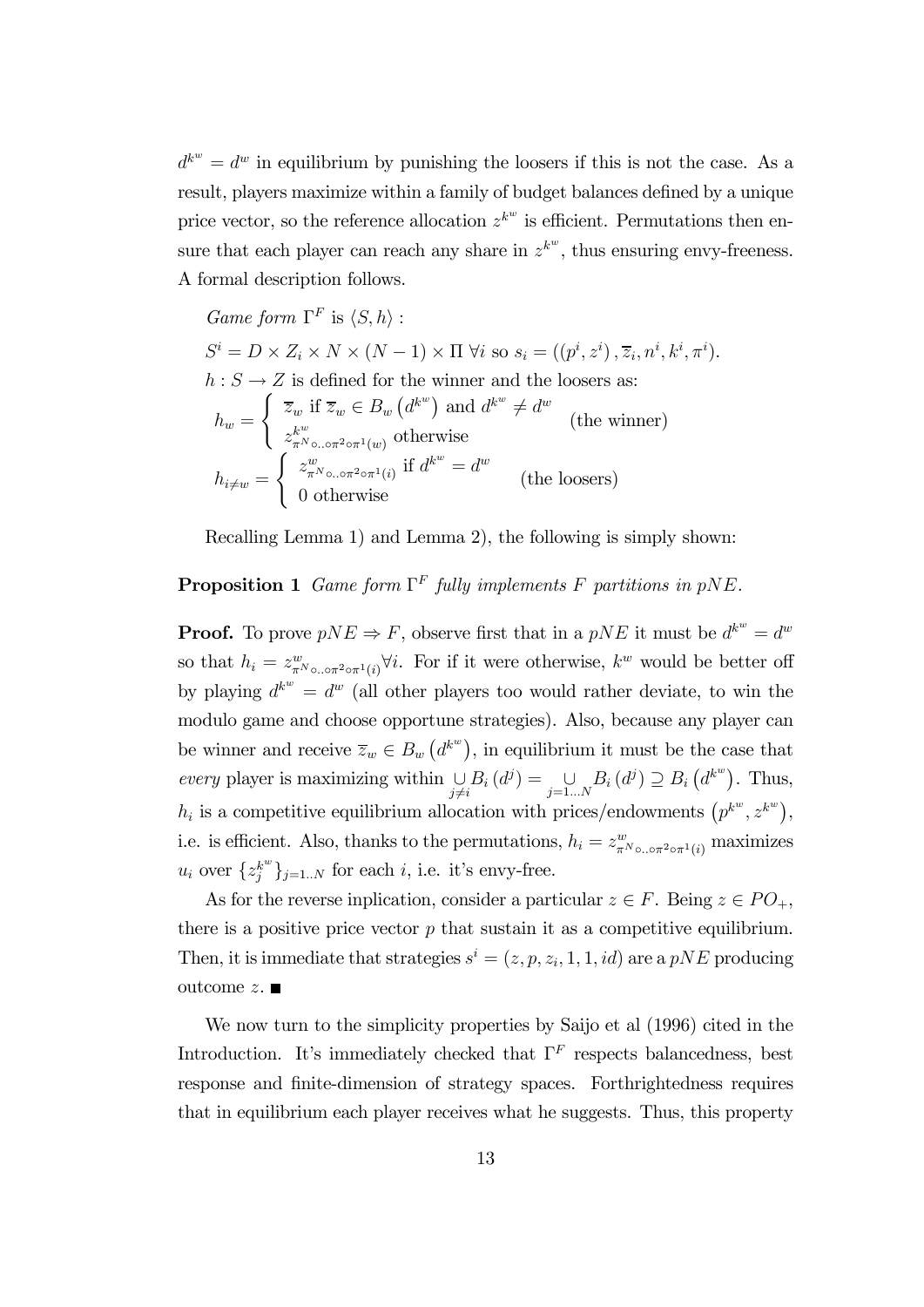$d^{k^w} = d^w$ in equilibrium by punishing the loosers if this is not the case. As a result, players maximize within a family of budget balances defined by a unique price vector, so the reference allocation $z^{k^w}$ is efficient. Permutations then ensure that each player can reach any share in $z^{k^w}$, thus ensuring envy-freeness. A formal description follows.

*Game form* $\Gamma^F$ is $\langle S, h \rangle$ :

$S^i = D \times Z_i \times N \times (N-1) \times \Pi \ \forall i$ so $s_i = ((p^i, z^i), \overline{z}_i, n^i, k^i, \pi^i)$.

$h : S \to Z$ is defined for the winner and the loosers as:

$$h_w = \begin{cases} \overline{z}_w \text{ if } \overline{z}_w \in B_w\left(d^{k^w}\right) \text{ and } d^{k^w} \neq d^w \\ z^{k^w}_{\pi^N \circ .. \circ \pi^2 \circ \pi^1(w)} \text{ otherwise} \end{cases} \quad \text{(the winner)}$$

$$h_{i \neq w} = \begin{cases} z^w_{\pi^N \circ .. \circ \pi^2 \circ \pi^1(i)} \text{ if } d^{k^w} = d^w \\ 0 \text{ otherwise} \end{cases} \quad \text{(the loosers)}$$

Recalling Lemma 1) and Lemma 2), the following is simply shown:

**Proposition 1** *Game form* $\Gamma^F$ *fully implements* $F$ *partitions in* $pNE$.

**Proof.** To prove $pNE \Rightarrow F$, observe first that in a $pNE$ it must be $d^{k^w} = d^w$ so that $h_i = z^w_{\pi^N \circ .. \circ \pi^2 \circ \pi^1(i)} \forall i$. For if it were otherwise, $k^w$ would be better off by playing $d^{k^w} = d^w$ (all other players too would rather deviate, to win the modulo game and choose opportune strategies). Also, because any player can be winner and receive $\overline{z}_w \in B_w\left(d^{k^w}\right)$, in equilibrium it must be the case that *every* player is maximizing within $\underset{j \neq i}{\cup} B_i\left(d^j\right) = \underset{j=1...N}{\cup} B_i\left(d^j\right) \supseteq B_i\left(d^{k^w}\right)$. Thus, $h_i$ is a competitive equilibrium allocation with prices/endowments $\left(p^{k^w}, z^{k^w}\right)$, i.e. is efficient. Also, thanks to the permutations, $h_i = z^w_{\pi^N \circ .. \circ \pi^2 \circ \pi^1(i)}$ maximizes $u_i$ over $\{z^{k^w}_j\}_{j=1..N}$ for each $i$, i.e. it's envy-free.

As for the reverse inplication, consider a particular $z \in F$. Being $z \in PO_+$, there is a positive price vector $p$ that sustain it as a competitive equilibrium. Then, it is immediate that strategies $s^i = (z, p, z_i, 1, 1, id)$ are a $pNE$ producing outcome $z$. ■

We now turn to the simplicity properties by Saijo et al (1996) cited in the Introduction. It's immediately checked that $\Gamma^F$ respects balancedness, best response and finite-dimension of strategy spaces. Forthrightedness requires that in equilibrium each player receives what he suggests. Thus, this property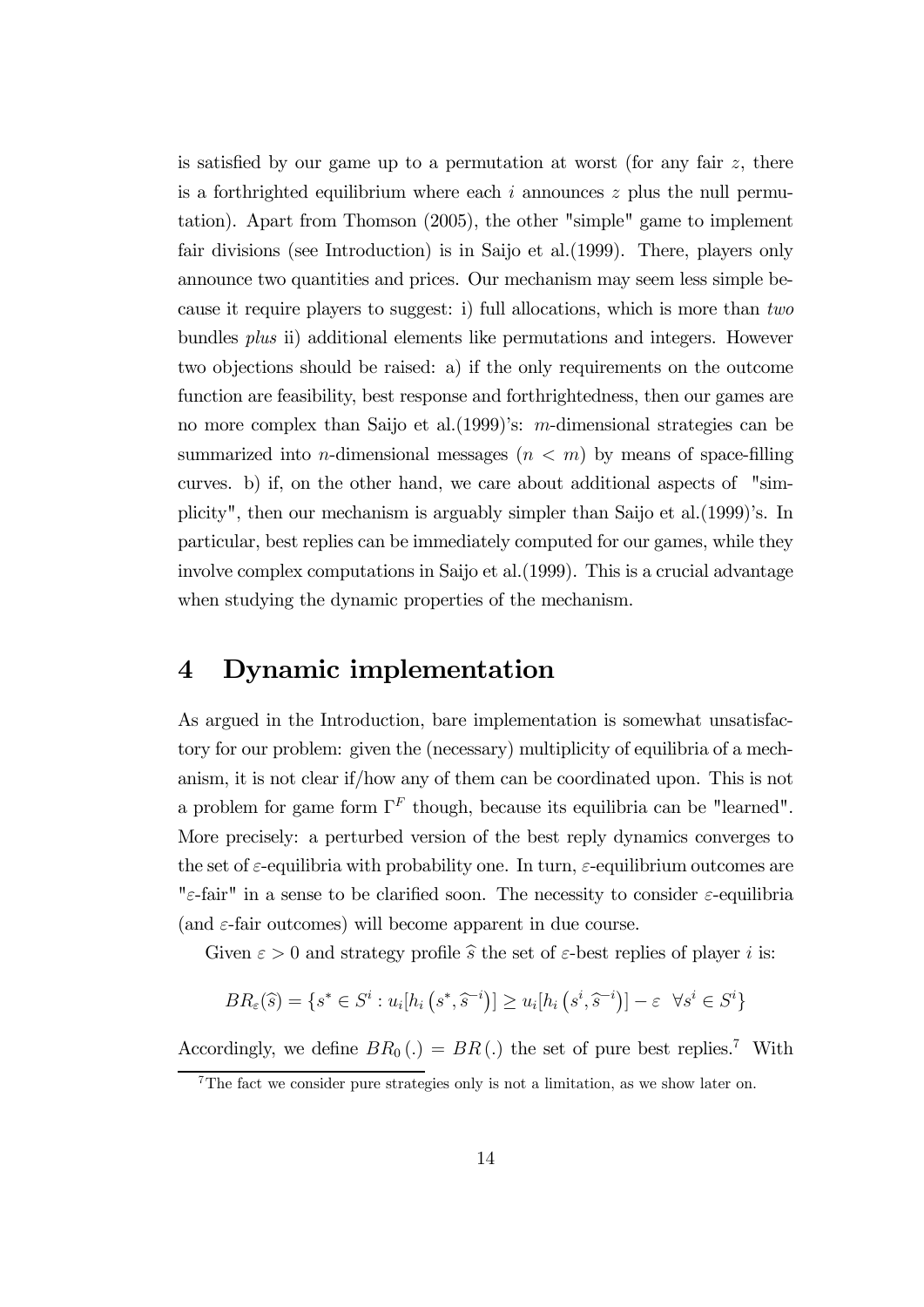is satisfied by our game up to a permutation at worst (for any fair $z$, there is a forthrighted equilibrium where each $i$ announces $z$ plus the null permutation). Apart from Thomson (2005), the other "simple" game to implement fair divisions (see Introduction) is in Saijo et al.(1999). There, players only announce two quantities and prices. Our mechanism may seem less simple because it require players to suggest: i) full allocations, which is more than *two* bundles *plus* ii) additional elements like permutations and integers. However two objections should be raised: a) if the only requirements on the outcome function are feasibility, best response and forthrightedness, then our games are no more complex than Saijo et al.(1999)'s: $m$-dimensional strategies can be summarized into $n$-dimensional messages ($n < m$) by means of space-filling curves. b) if, on the other hand, we care about additional aspects of "simplicity", then our mechanism is arguably simpler than Saijo et al.(1999)'s. In particular, best replies can be immediately computed for our games, while they involve complex computations in Saijo et al.(1999). This is a crucial advantage when studying the dynamic properties of the mechanism.

# 4 Dynamic implementation

As argued in the Introduction, bare implementation is somewhat unsatisfactory for our problem: given the (necessary) multiplicity of equilibria of a mechanism, it is not clear if/how any of them can be coordinated upon. This is not a problem for game form $\Gamma^F$ though, because its equilibria can be "learned". More precisely: a perturbed version of the best reply dynamics converges to the set of $\varepsilon$-equilibria with probability one. In turn, $\varepsilon$-equilibrium outcomes are "$\varepsilon$-fair" in a sense to be clarified soon. The necessity to consider $\varepsilon$-equilibria (and $\varepsilon$-fair outcomes) will become apparent in due course.

Given $\varepsilon > 0$ and strategy profile $\widehat{s}$ the set of $\varepsilon$-best replies of player $i$ is:

$$BR_{\varepsilon}(\widehat{s}) = \{s^* \in S^i : u_i[h_i\left(s^*, \widehat{s}^{-i}\right)] \geq u_i[h_i\left(s^i, \widehat{s}^{-i}\right)] - \varepsilon \;\; \forall s^i \in S^i\}$$

Accordingly, we define $BR_0(.) = BR(.)$ the set of pure best replies.[7] With

[7] The fact we consider pure strategies only is not a limitation, as we show later on.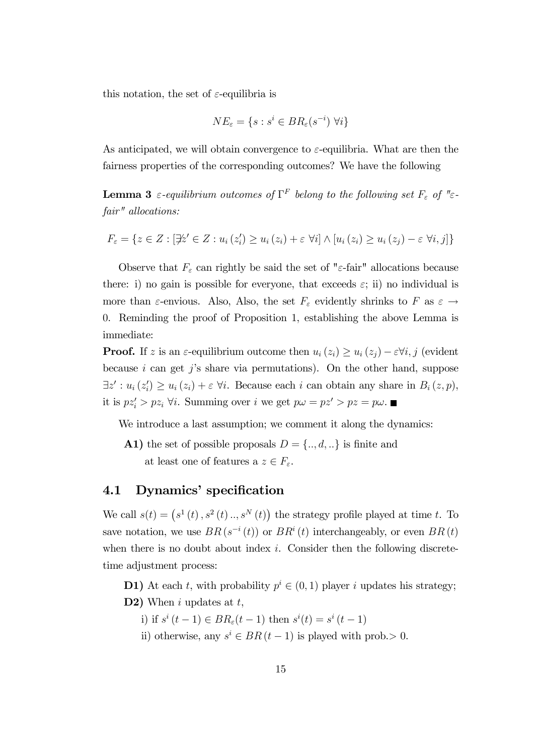this notation, the set of $\varepsilon$-equilibria is

$$NE_{\varepsilon} = \{s : s^i \in BR_{\varepsilon}(s^{-i}) \ \forall i\}$$

As anticipated, we will obtain convergence to $\varepsilon$-equilibria. What are then the fairness properties of the corresponding outcomes? We have the following

**Lemma 3** *$\varepsilon$-equilibrium outcomes of $\Gamma^F$ belong to the following set $F_{\varepsilon}$ of "$\varepsilon$-fair" allocations:*

$$F_{\varepsilon} = \{z \in Z : [\nexists z' \in Z : u_i(z'_i) \geq u_i(z_i) + \varepsilon \ \forall i] \wedge [u_i(z_i) \geq u_i(z_j) - \varepsilon \ \forall i, j]\}$$

Observe that $F_{\varepsilon}$ can rightly be said the set of "$\varepsilon$-fair" allocations because there: i) no gain is possible for everyone, that exceeds $\varepsilon$; ii) no individual is more than $\varepsilon$-envious. Also, Also, the set $F_{\varepsilon}$ evidently shrinks to $F$ as $\varepsilon \to 0$. Reminding the proof of Proposition 1, establishing the above Lemma is immediate:

**Proof.** If $z$ is an $\varepsilon$-equilibrium outcome then $u_i(z_i) \geq u_i(z_j) - \varepsilon \forall i, j$ (evident because $i$ can get $j$'s share via permutations). On the other hand, suppose $\exists z' : u_i(z'_i) \geq u_i(z_i) + \varepsilon \ \forall i$. Because each $i$ can obtain any share in $B_i(z, p)$, it is $pz'_i > pz_i \ \forall i$. Summing over $i$ we get $p\omega = pz' > pz = p\omega$. ■

We introduce a last assumption; we comment it along the dynamics:

**A1)** the set of possible proposals $D = \{.., d, ..\}$ is finite and at least one of features a $z \in F_{\varepsilon}$.

## 4.1 Dynamics' specification

We call $s(t) = \left(s^1(t), s^2(t) .., s^N(t)\right)$ the strategy profile played at time $t$. To save notation, we use $BR\left(s^{-i}(t)\right)$ or $BR^i(t)$ interchangeably, or even $BR(t)$ when there is no doubt about index $i$. Consider then the following discrete-time adjustment process:

**D1)** At each $t$, with probability $p^i \in (0, 1)$ player $i$ updates his strategy;

**D2)** When $i$ updates at $t$,

i) if $s^i(t-1) \in BR_{\varepsilon}(t-1)$ then $s^i(t) = s^i(t-1)$

ii) otherwise, any $s^i \in BR(t-1)$ is played with prob.$> 0$.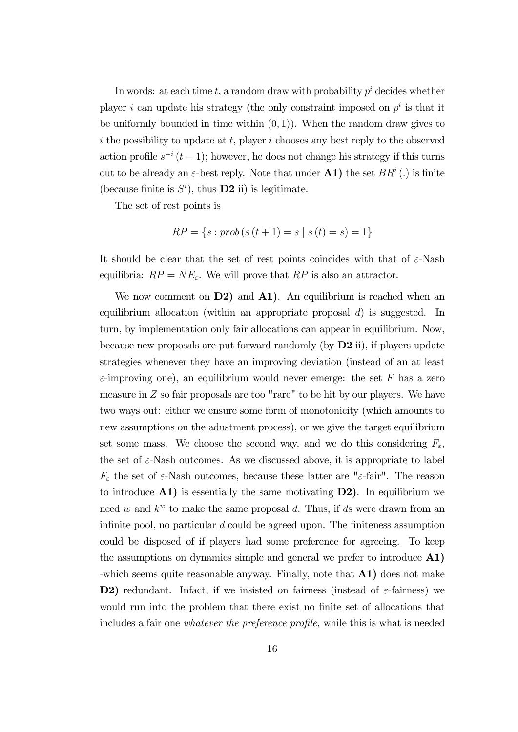In words: at each time $t$, a random draw with probability $p^i$ decides whether player $i$ can update his strategy (the only constraint imposed on $p^i$ is that it be uniformly bounded in time within $(0,1)$). When the random draw gives to $i$ the possibility to update at $t$, player $i$ chooses any best reply to the observed action profile $s^{-i}(t-1)$; however, he does not change his strategy if this turns out to be already an $\varepsilon$-best reply. Note that under **A1)** the set $BR^i(.)$ is finite (because finite is $S^i$), thus **D2** ii) is legitimate.

The set of rest points is

$$RP = \{s : prob\,(s\,(t+1) = s \mid s\,(t) = s) = 1\}$$

It should be clear that the set of rest points coincides with that of $\varepsilon$-Nash equilibria: $RP = NE_{\varepsilon}$. We will prove that $RP$ is also an attractor.

We now comment on **D2)** and **A1)**. An equilibrium is reached when an equilibrium allocation (within an appropriate proposal $d$) is suggested. In turn, by implementation only fair allocations can appear in equilibrium. Now, because new proposals are put forward randomly (by **D2** ii), if players update strategies whenever they have an improving deviation (instead of an at least $\varepsilon$-improving one), an equilibrium would never emerge: the set $F$ has a zero measure in $Z$ so fair proposals are too "rare" to be hit by our players. We have two ways out: either we ensure some form of monotonicity (which amounts to new assumptions on the adustment process), or we give the target equilibrium set some mass. We choose the second way, and we do this considering $F_{\varepsilon}$, the set of $\varepsilon$-Nash outcomes. As we discussed above, it is appropriate to label $F_{\varepsilon}$ the set of $\varepsilon$-Nash outcomes, because these latter are "$\varepsilon$-fair". The reason to introduce **A1)** is essentially the same motivating **D2)**. In equilibrium we need $w$ and $k^w$ to make the same proposal $d$. Thus, if $d$s were drawn from an infinite pool, no particular $d$ could be agreed upon. The finiteness assumption could be disposed of if players had some preference for agreeing. To keep the assumptions on dynamics simple and general we prefer to introduce **A1)** -which seems quite reasonable anyway. Finally, note that **A1)** does not make **D2)** redundant. Infact, if we insisted on fairness (instead of $\varepsilon$-fairness) we would run into the problem that there exist no finite set of allocations that includes a fair one *whatever the preference profile,* while this is what is needed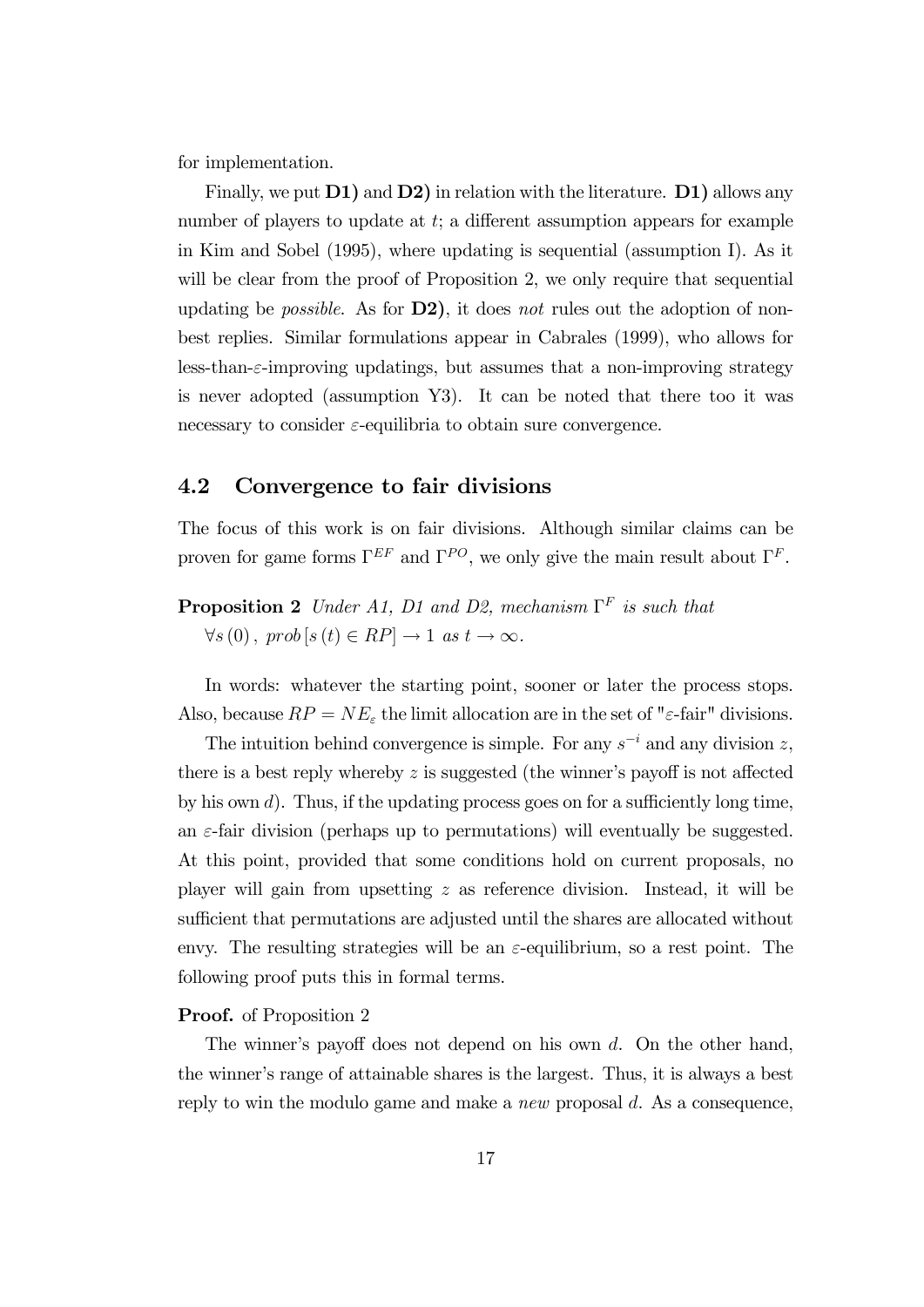for implementation.

Finally, we put **D1)** and **D2)** in relation with the literature. **D1)** allows any number of players to update at $t$; a different assumption appears for example in Kim and Sobel (1995), where updating is sequential (assumption I). As it will be clear from the proof of Proposition 2, we only require that sequential updating be *possible*. As for **D2)**, it does *not* rules out the adoption of non-best replies. Similar formulations appear in Cabrales (1999), who allows for less-than-$\varepsilon$-improving updatings, but assumes that a non-improving strategy is never adopted (assumption Y3). It can be noted that there too it was necessary to consider $\varepsilon$-equilibria to obtain sure convergence.

## 4.2 Convergence to fair divisions

The focus of this work is on fair divisions. Although similar claims can be proven for game forms $\Gamma^{EF}$ and $\Gamma^{PO}$, we only give the main result about $\Gamma^{F}$.

**Proposition 2** *Under A1, D1 and D2, mechanism* $\Gamma^F$ *is such that*
$\forall s(0)\,,\ prob\,[s(t) \in RP] \to 1$ *as* $t \to \infty$.

In words: whatever the starting point, sooner or later the process stops. Also, because $RP = NE_{\varepsilon}$ the limit allocation are in the set of "$\varepsilon$-fair" divisions.

The intuition behind convergence is simple. For any $s^{-i}$ and any division $z$, there is a best reply whereby $z$ is suggested (the winner's payoff is not affected by his own $d$). Thus, if the updating process goes on for a sufficiently long time, an $\varepsilon$-fair division (perhaps up to permutations) will eventually be suggested. At this point, provided that some conditions hold on current proposals, no player will gain from upsetting $z$ as reference division. Instead, it will be sufficient that permutations are adjusted until the shares are allocated without envy. The resulting strategies will be an $\varepsilon$-equilibrium, so a rest point. The following proof puts this in formal terms.

**Proof.** of Proposition 2

The winner's payoff does not depend on his own $d$. On the other hand, the winner's range of attainable shares is the largest. Thus, it is always a best reply to win the modulo game and make a *new* proposal $d$. As a consequence,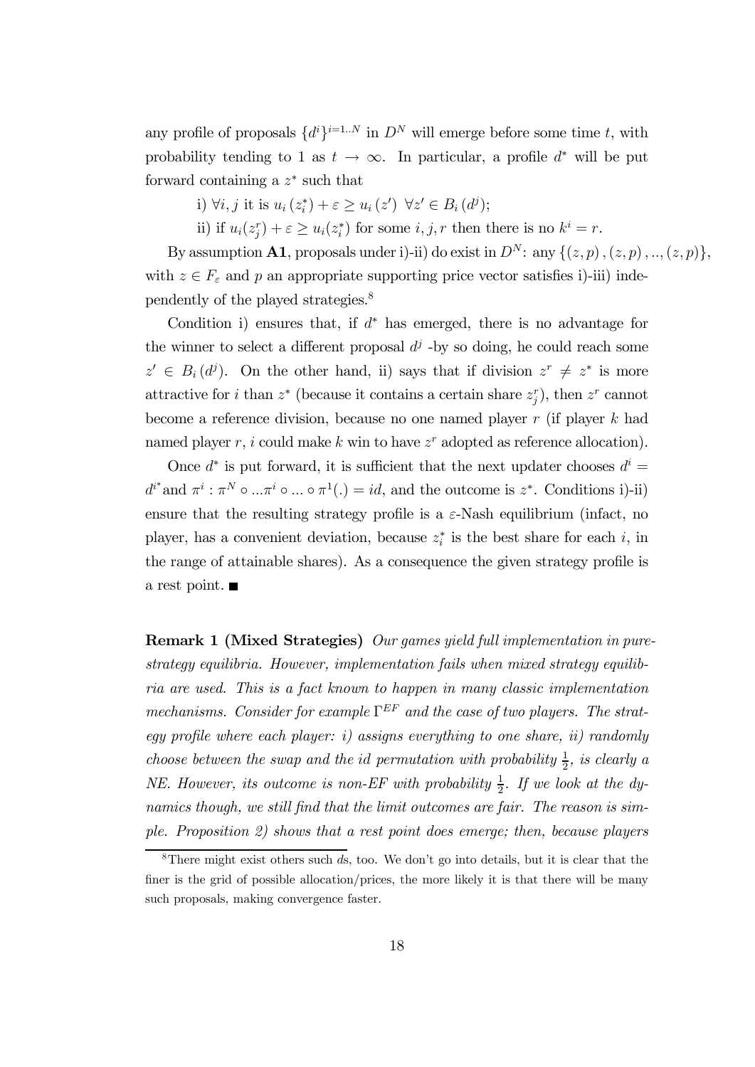any profile of proposals $\{d^i\}^{i=1..N}$ in $D^N$ will emerge before some time $t$, with probability tending to 1 as $t \to \infty$. In particular, a profile $d^*$ will be put forward containing a $z^*$ such that

i) $\forall i, j$ it is $u_i(z_i^*) + \varepsilon \geq u_i(z') \;\; \forall z' \in B_i(d^j)$;

ii) if $u_i(z_j^r) + \varepsilon \geq u_i(z_i^*)$ for some $i, j, r$ then there is no $k^i = r$.

By assumption **A1**, proposals under i)-ii) do exist in $D^N$: any $\{(z,p), (z,p), .., (z,p)\}$, with $z \in F_\varepsilon$ and $p$ an appropriate supporting price vector satisfies i)-iii) independently of the played strategies.[8]

Condition i) ensures that, if $d^*$ has emerged, there is no advantage for the winner to select a different proposal $d^j$ -by so doing, he could reach some $z' \in B_i(d^j)$. On the other hand, ii) says that if division $z^r \neq z^*$ is more attractive for $i$ than $z^*$ (because it contains a certain share $z_j^r$), then $z^r$ cannot become a reference division, because no one named player $r$ (if player $k$ had named player $r$, $i$ could make $k$ win to have $z^r$ adopted as reference allocation).

Once $d^*$ is put forward, it is sufficient that the next updater chooses $d^i = d^{i^*}$ and $\pi^i : \pi^N \circ ... \pi^i \circ ... \circ \pi^1(.) = id$, and the outcome is $z^*$. Conditions i)-ii) ensure that the resulting strategy profile is a $\varepsilon$-Nash equilibrium (infact, no player, has a convenient deviation, because $z_i^*$ is the best share for each $i$, in the range of attainable shares). As a consequence the given strategy profile is a rest point. ■

**Remark 1 (Mixed Strategies)** *Our games yield full implementation in pure-strategy equilibria. However, implementation fails when mixed strategy equilibria are used. This is a fact known to happen in many classic implementation mechanisms. Consider for example $\Gamma^{EF}$ and the case of two players. The strategy profile where each player: i) assigns everything to one share, ii) randomly choose between the swap and the id permutation with probability $\frac{1}{2}$, is clearly a NE. However, its outcome is non-EF with probability $\frac{1}{2}$. If we look at the dynamics though, we still find that the limit outcomes are fair. The reason is simple. Proposition 2) shows that a rest point does emerge; then, because players*

[8] There might exist others such $d$s, too. We don't go into details, but it is clear that the finer is the grid of possible allocation/prices, the more likely it is that there will be many such proposals, making convergence faster.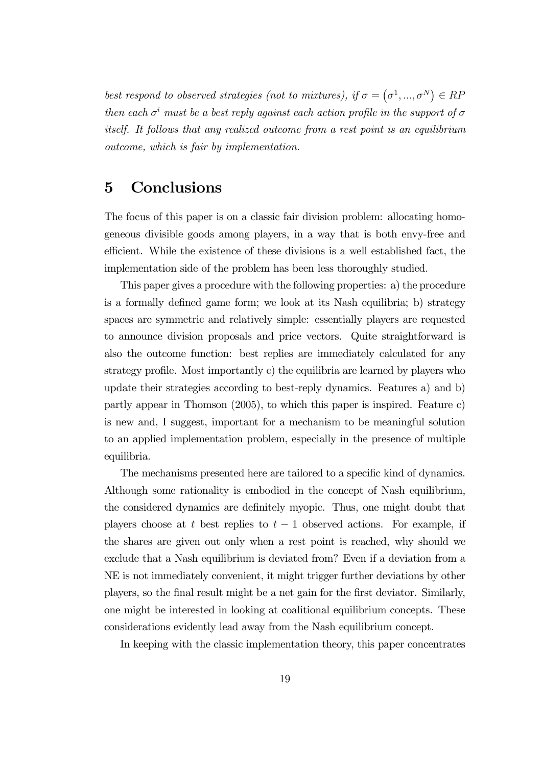*best respond to observed strategies (not to mixtures), if $\sigma = (\sigma^1, ..., \sigma^N) \in RP$ then each $\sigma^i$ must be a best reply against each action profile in the support of $\sigma$ itself. It follows that any realized outcome from a rest point is an equilibrium outcome, which is fair by implementation.*

# 5 Conclusions

The focus of this paper is on a classic fair division problem: allocating homogeneous divisible goods among players, in a way that is both envy-free and efficient. While the existence of these divisions is a well established fact, the implementation side of the problem has been less thoroughly studied.

This paper gives a procedure with the following properties: a) the procedure is a formally defined game form; we look at its Nash equilibria; b) strategy spaces are symmetric and relatively simple: essentially players are requested to announce division proposals and price vectors. Quite straightforward is also the outcome function: best replies are immediately calculated for any strategy profile. Most importantly c) the equilibria are learned by players who update their strategies according to best-reply dynamics. Features a) and b) partly appear in Thomson (2005), to which this paper is inspired. Feature c) is new and, I suggest, important for a mechanism to be meaningful solution to an applied implementation problem, especially in the presence of multiple equilibria.

The mechanisms presented here are tailored to a specific kind of dynamics. Although some rationality is embodied in the concept of Nash equilibrium, the considered dynamics are definitely myopic. Thus, one might doubt that players choose at $t$ best replies to $t-1$ observed actions. For example, if the shares are given out only when a rest point is reached, why should we exclude that a Nash equilibrium is deviated from? Even if a deviation from a NE is not immediately convenient, it might trigger further deviations by other players, so the final result might be a net gain for the first deviator. Similarly, one might be interested in looking at coalitional equilibrium concepts. These considerations evidently lead away from the Nash equilibrium concept.

In keeping with the classic implementation theory, this paper concentrates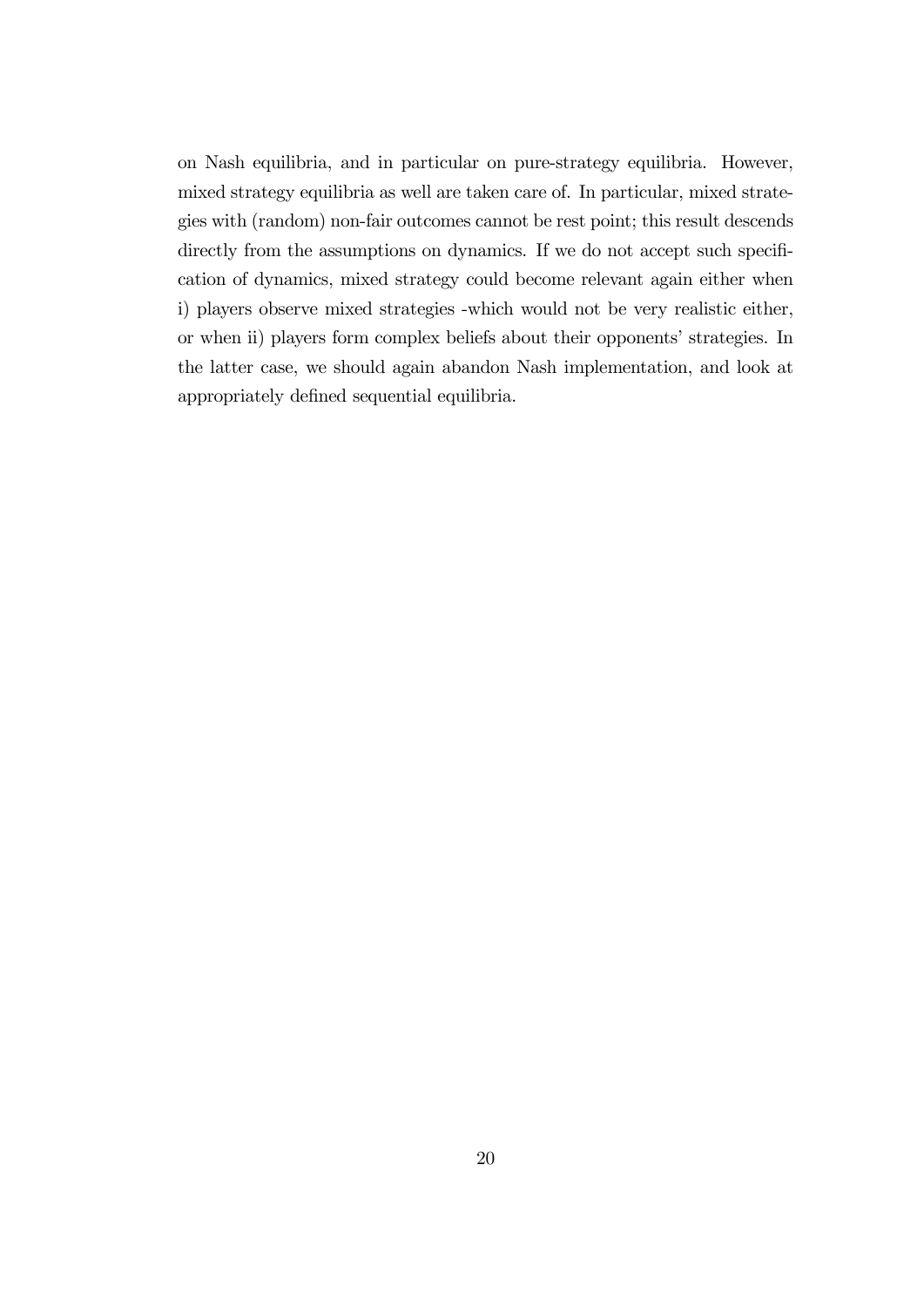on Nash equilibria, and in particular on pure-strategy equilibria. However, mixed strategy equilibria as well are taken care of. In particular, mixed strategies with (random) non-fair outcomes cannot be rest point; this result descends directly from the assumptions on dynamics. If we do not accept such specification of dynamics, mixed strategy could become relevant again either when i) players observe mixed strategies -which would not be very realistic either, or when ii) players form complex beliefs about their opponents' strategies. In the latter case, we should again abandon Nash implementation, and look at appropriately defined sequential equilibria.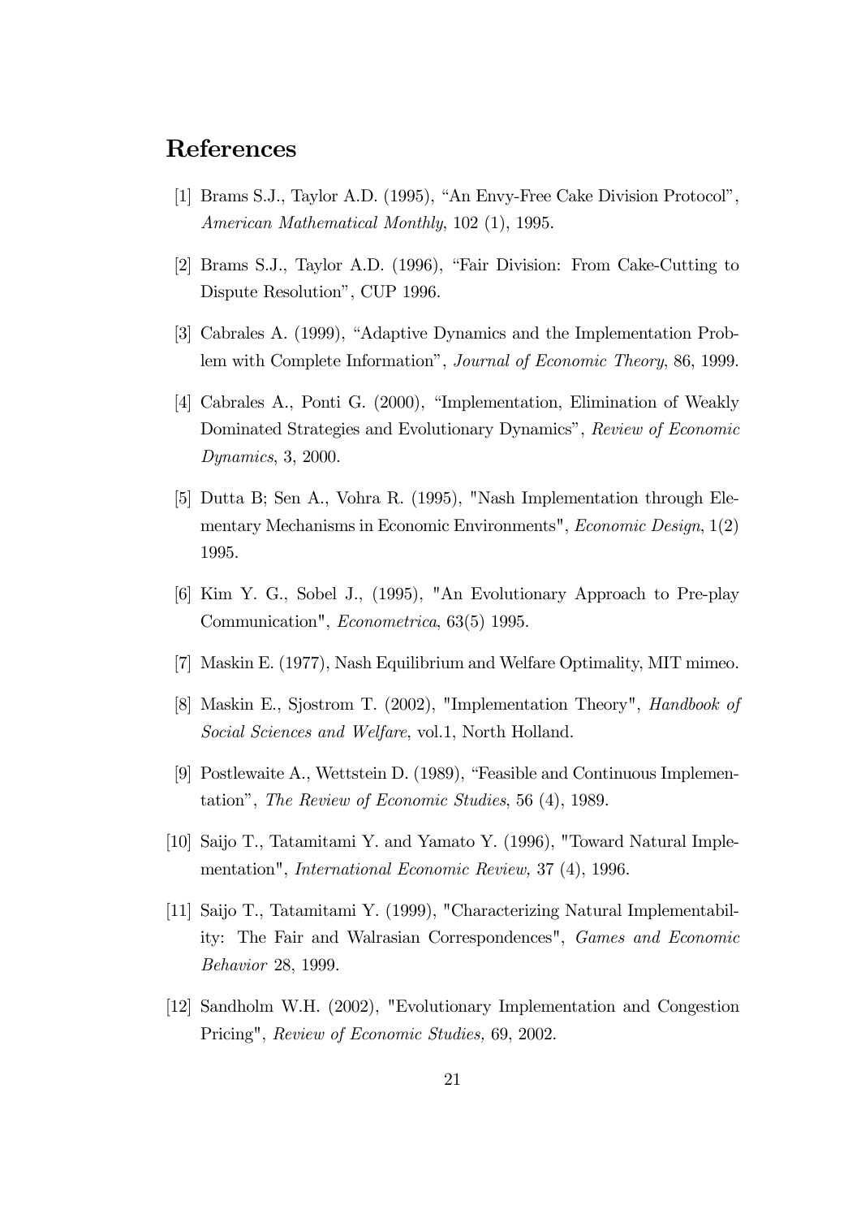## References

[1] Brams S.J., Taylor A.D. (1995), "An Envy-Free Cake Division Protocol", *American Mathematical Monthly*, 102 (1), 1995.

[2] Brams S.J., Taylor A.D. (1996), "Fair Division: From Cake-Cutting to Dispute Resolution", CUP 1996.

[3] Cabrales A. (1999), "Adaptive Dynamics and the Implementation Problem with Complete Information", *Journal of Economic Theory*, 86, 1999.

[4] Cabrales A., Ponti G. (2000), "Implementation, Elimination of Weakly Dominated Strategies and Evolutionary Dynamics", *Review of Economic Dynamics*, 3, 2000.

[5] Dutta B; Sen A., Vohra R. (1995), "Nash Implementation through Elementary Mechanisms in Economic Environments", *Economic Design*, 1(2) 1995.

[6] Kim Y. G., Sobel J., (1995), "An Evolutionary Approach to Pre-play Communication", *Econometrica*, 63(5) 1995.

[7] Maskin E. (1977), Nash Equilibrium and Welfare Optimality, MIT mimeo.

[8] Maskin E., Sjostrom T. (2002), "Implementation Theory", *Handbook of Social Sciences and Welfare*, vol.1, North Holland.

[9] Postlewaite A., Wettstein D. (1989), "Feasible and Continuous Implementation", *The Review of Economic Studies*, 56 (4), 1989.

[10] Saijo T., Tatamitami Y. and Yamato Y. (1996), "Toward Natural Implementation", *International Economic Review,* 37 (4), 1996.

[11] Saijo T., Tatamitami Y. (1999), "Characterizing Natural Implementability: The Fair and Walrasian Correspondences", *Games and Economic Behavior* 28, 1999.

[12] Sandholm W.H. (2002), "Evolutionary Implementation and Congestion Pricing", *Review of Economic Studies,* 69, 2002.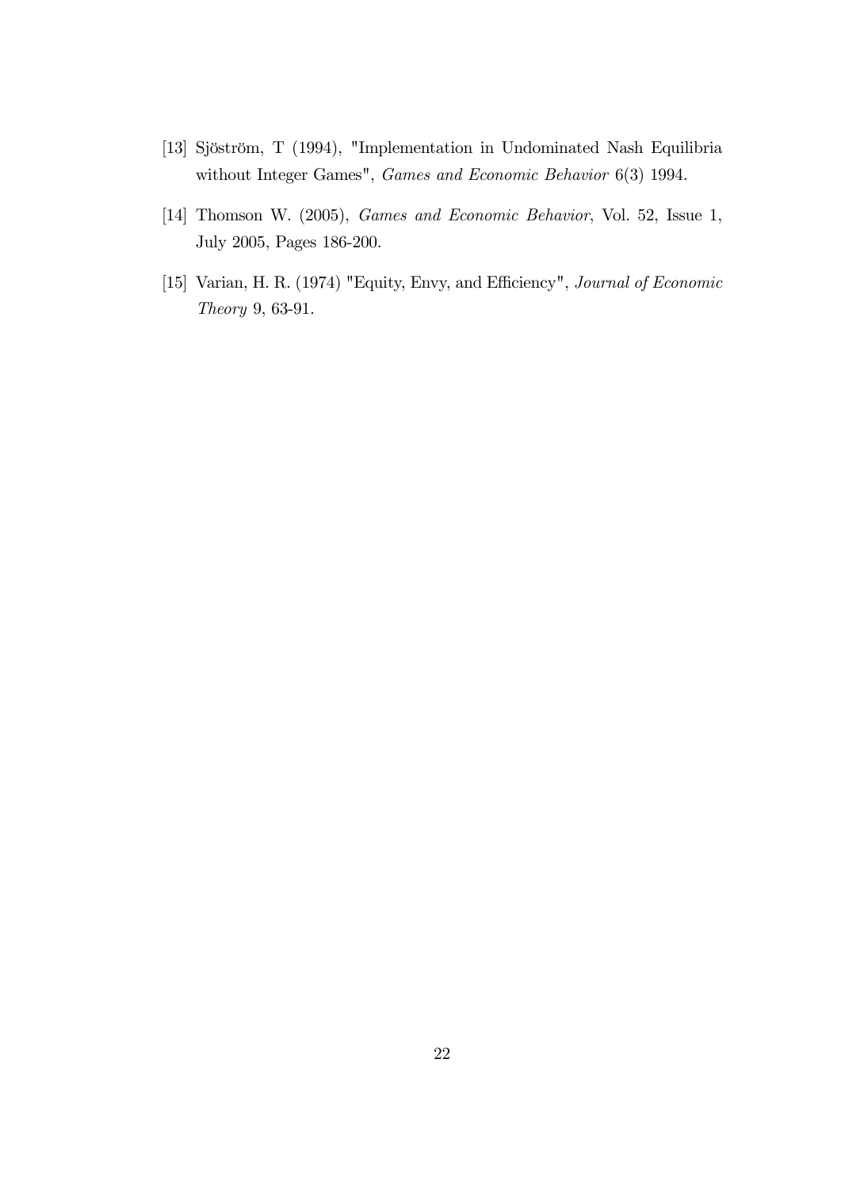[13] Sjöström, T (1994), "Implementation in Undominated Nash Equilibria without Integer Games", *Games and Economic Behavior* 6(3) 1994.

[14] Thomson W. (2005), *Games and Economic Behavior*, Vol. 52, Issue 1, July 2005, Pages 186-200.

[15] Varian, H. R. (1974) "Equity, Envy, and Efficiency", *Journal of Economic Theory* 9, 63-91.